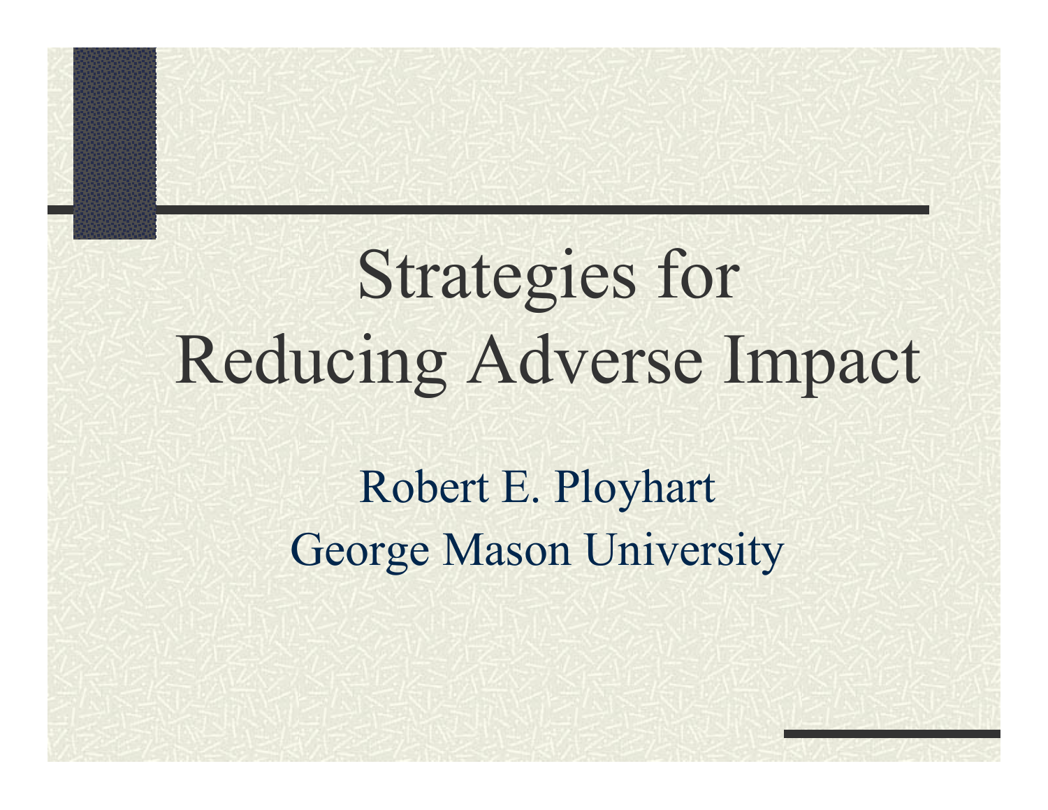# Strategies for Reducing Adverse Impact

Robert E. Ployhart

George Mason University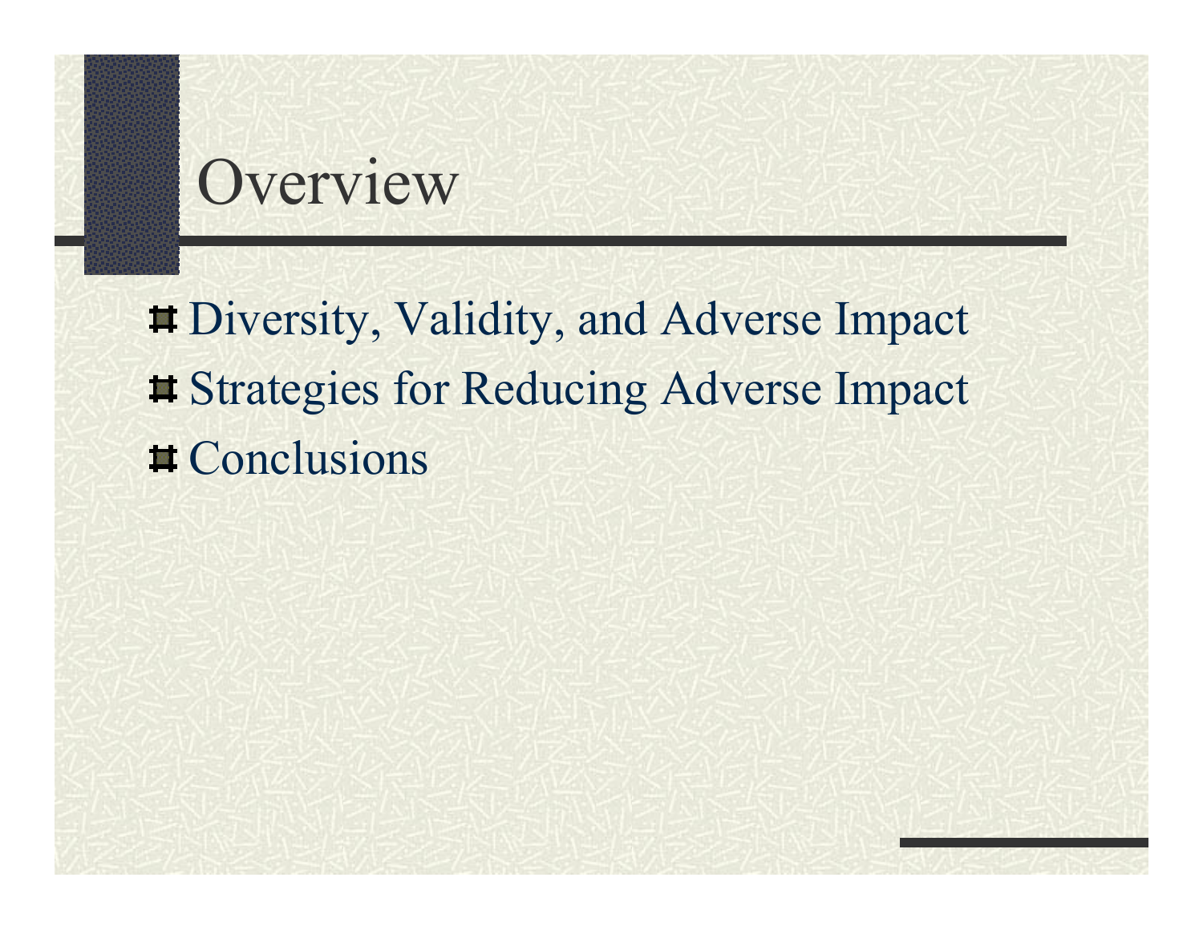# Overview

- Diversity, Validity, and Adverse Impact
- Strategies for Reducing Adverse Impact
- Conclusions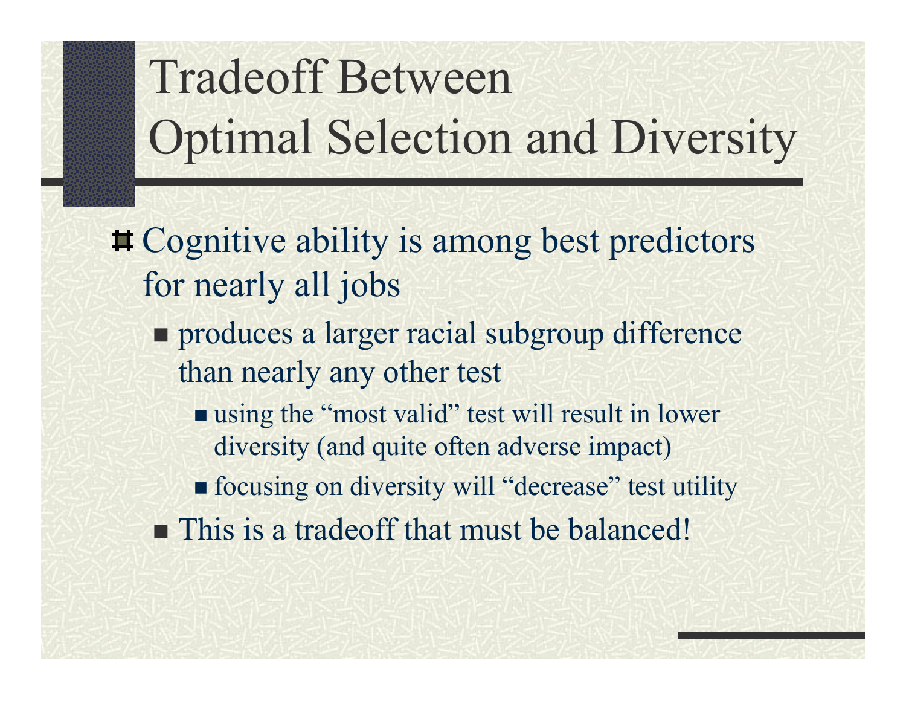# Tradeoff Between Optimal Selection and Diversity

- Cognitive ability is among best predictors for nearly all jobs
  - produces a larger racial subgroup difference than nearly any other test
    - using the “most valid” test will result in lower diversity (and quite often adverse impact)
    - focusing on diversity will “decrease” test utility
  - This is a tradeoff that must be balanced!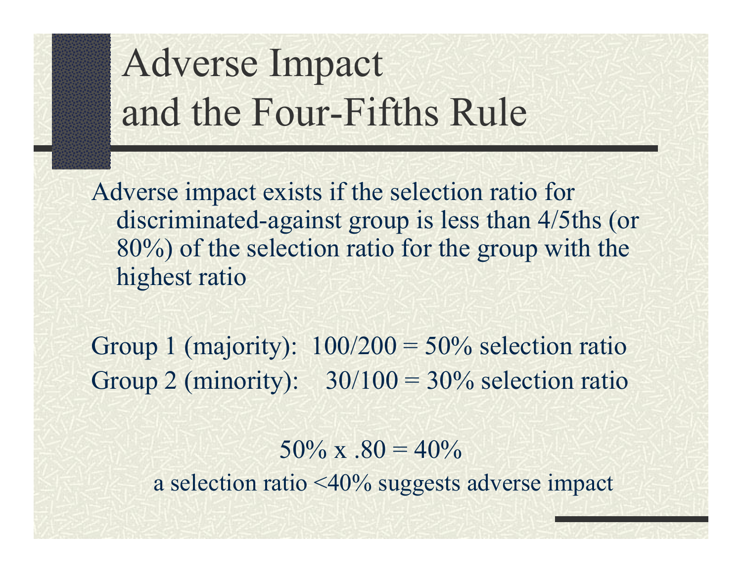# Adverse Impact and the Four-Fifths Rule

Adverse impact exists if the selection ratio for discriminated-against group is less than 4/5ths (or 80%) of the selection ratio for the group with the highest ratio

Group 1 (majority): 100/200 = 50% selection ratio

Group 2 (minority): 30/100 = 30% selection ratio

$$50\% \times .80 = 40\%$$

a selection ratio <40% suggests adverse impact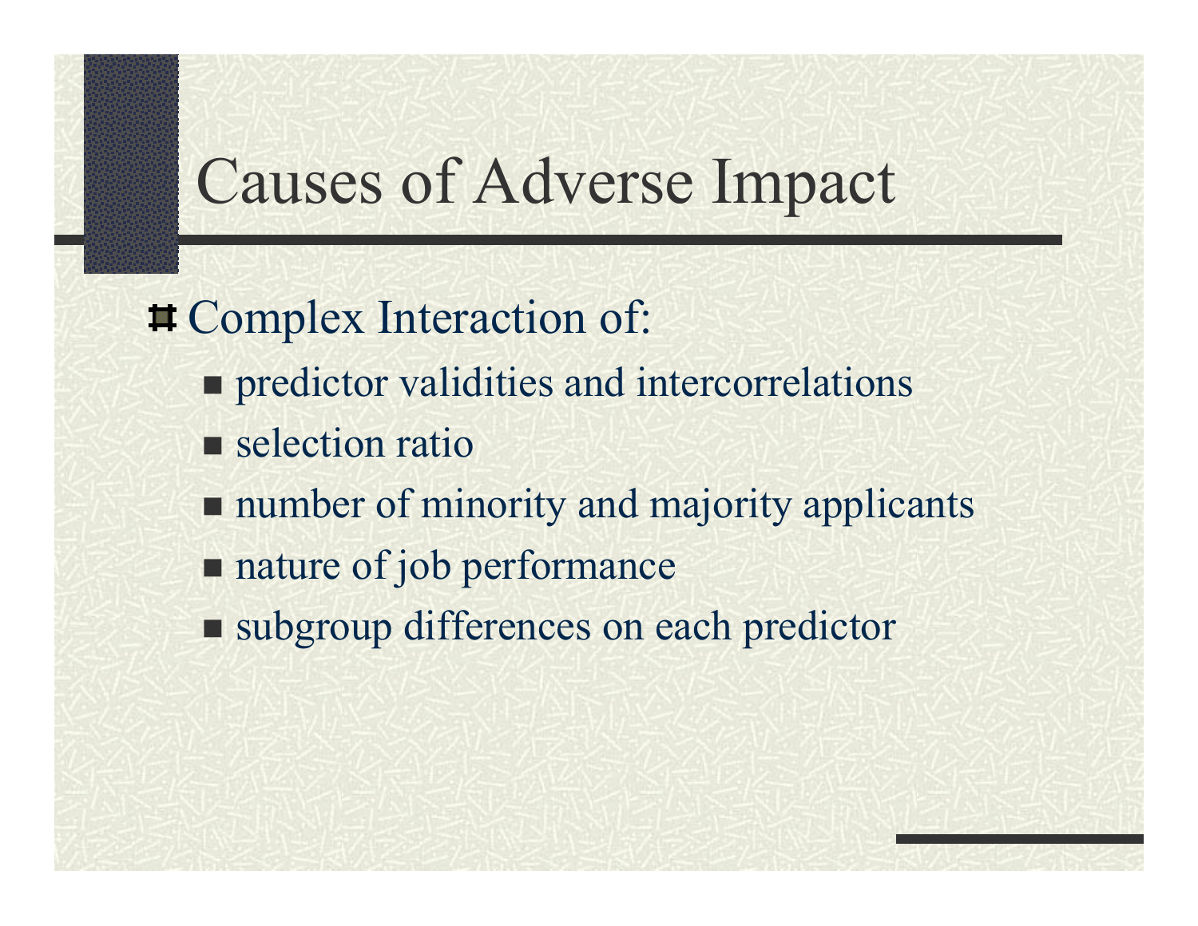# Causes of Adverse Impact

- Complex Interaction of:
  - predictor validities and intercorrelations
  - selection ratio
  - number of minority and majority applicants
  - nature of job performance
  - subgroup differences on each predictor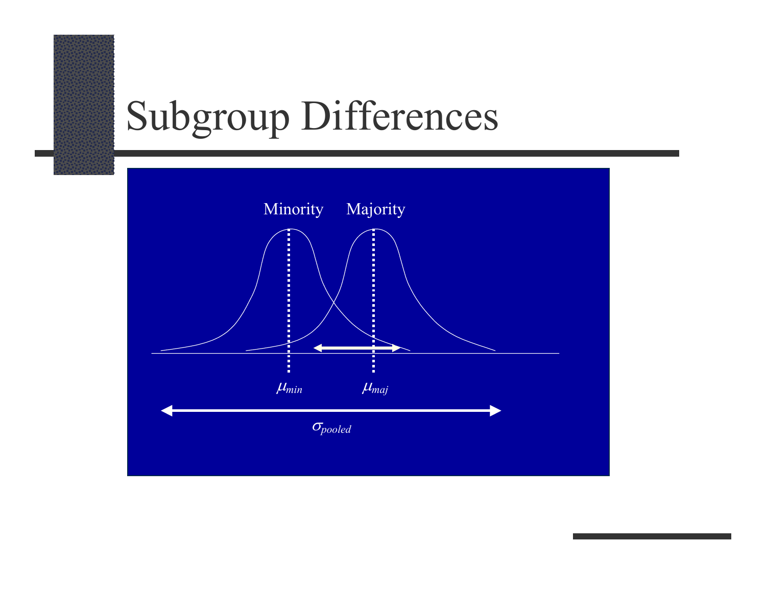# Subgroup Differences

Minority    Majority

$\mu_{min}$    $\mu_{maj}$

$\sigma_{pooled}$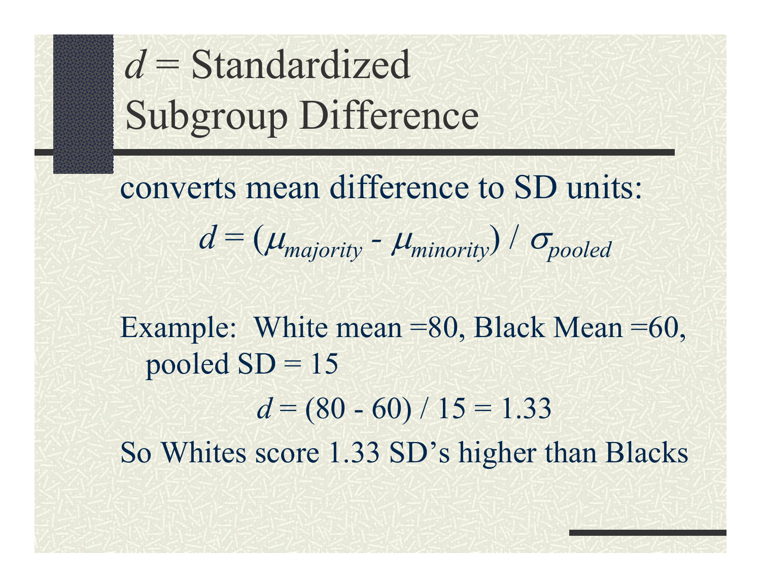# $d$ = Standardized Subgroup Difference

converts mean difference to SD units:

$$d = (\mu_{majority} - \mu_{minority}) / \sigma_{pooled}$$

Example: White mean =80, Black Mean =60, pooled SD = 15

$$d = (80 - 60) / 15 = 1.33$$

So Whites score 1.33 SD's higher than Blacks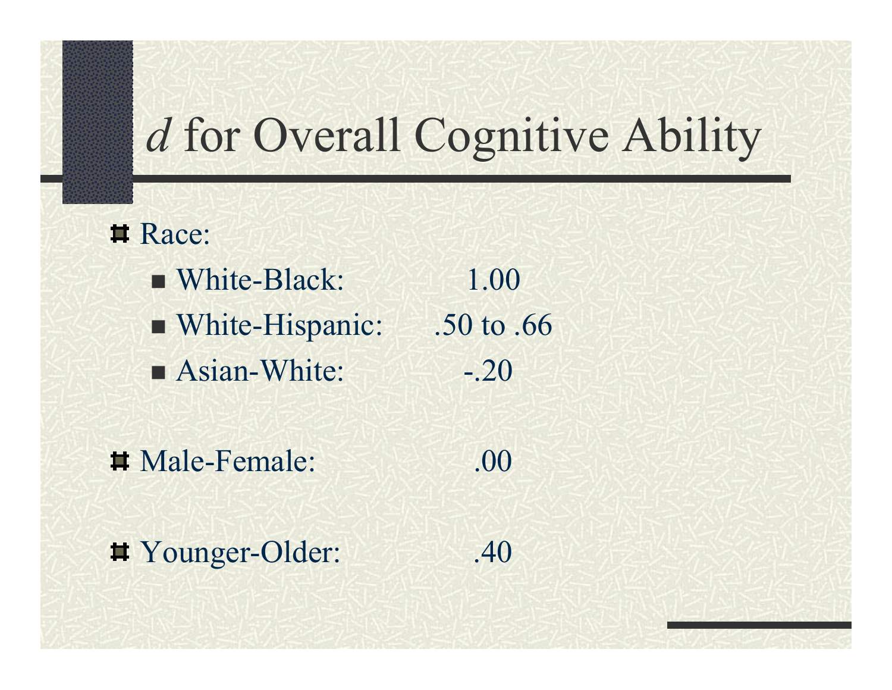# *d* for Overall Cognitive Ability

- Race:
  - White-Black: 1.00
  - White-Hispanic: .50 to .66
  - Asian-White: -.20

- Male-Female: .00

- Younger-Older: .40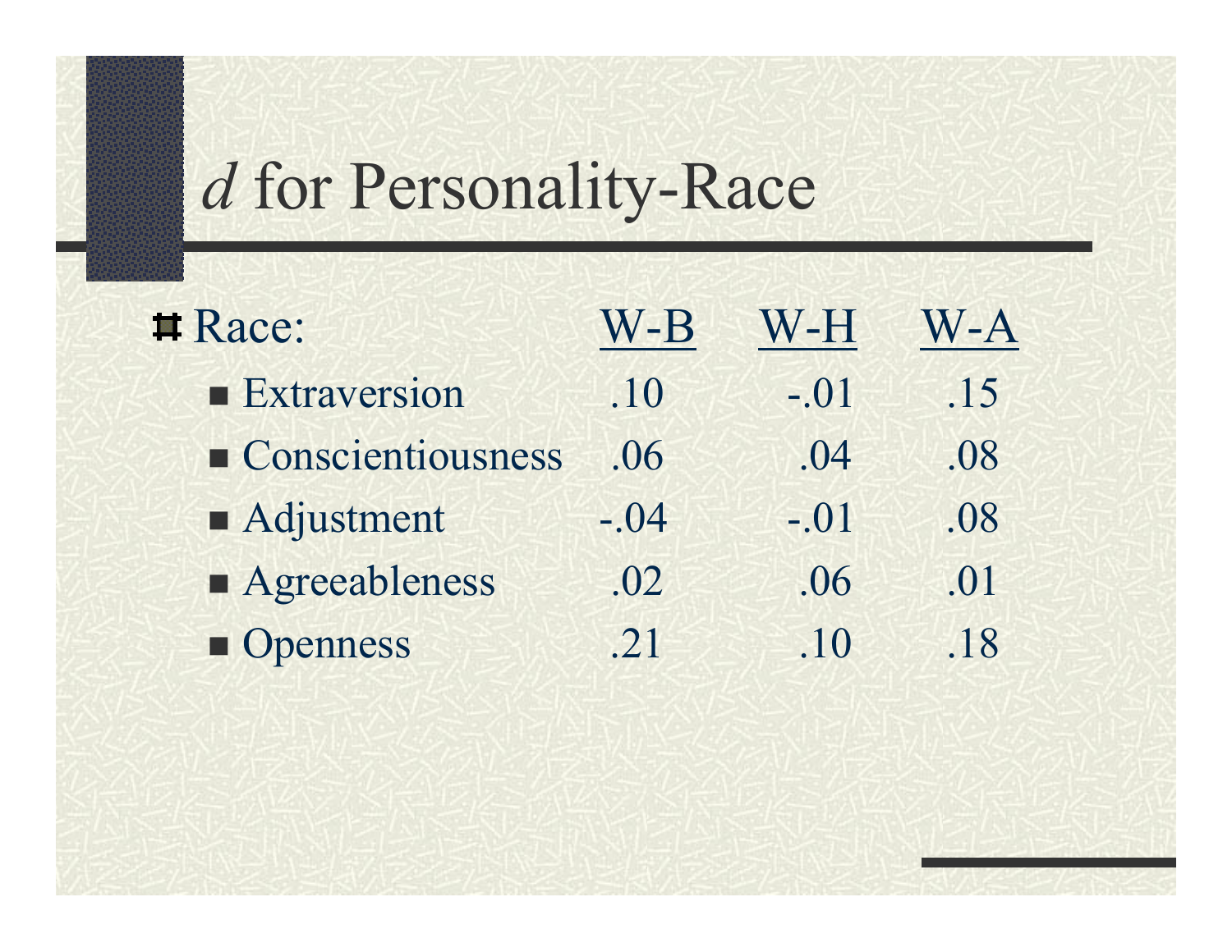# *d* for Personality-Race

| Race: | W-B | W-H | W-A |
|---|---|---|---|
| Extraversion | .10 | -.01 | .15 |
| Conscientiousness | .06 | .04 | .08 |
| Adjustment | -.04 | -.01 | .08 |
| Agreeableness | .02 | .06 | .01 |
| Openness | .21 | .10 | .18 |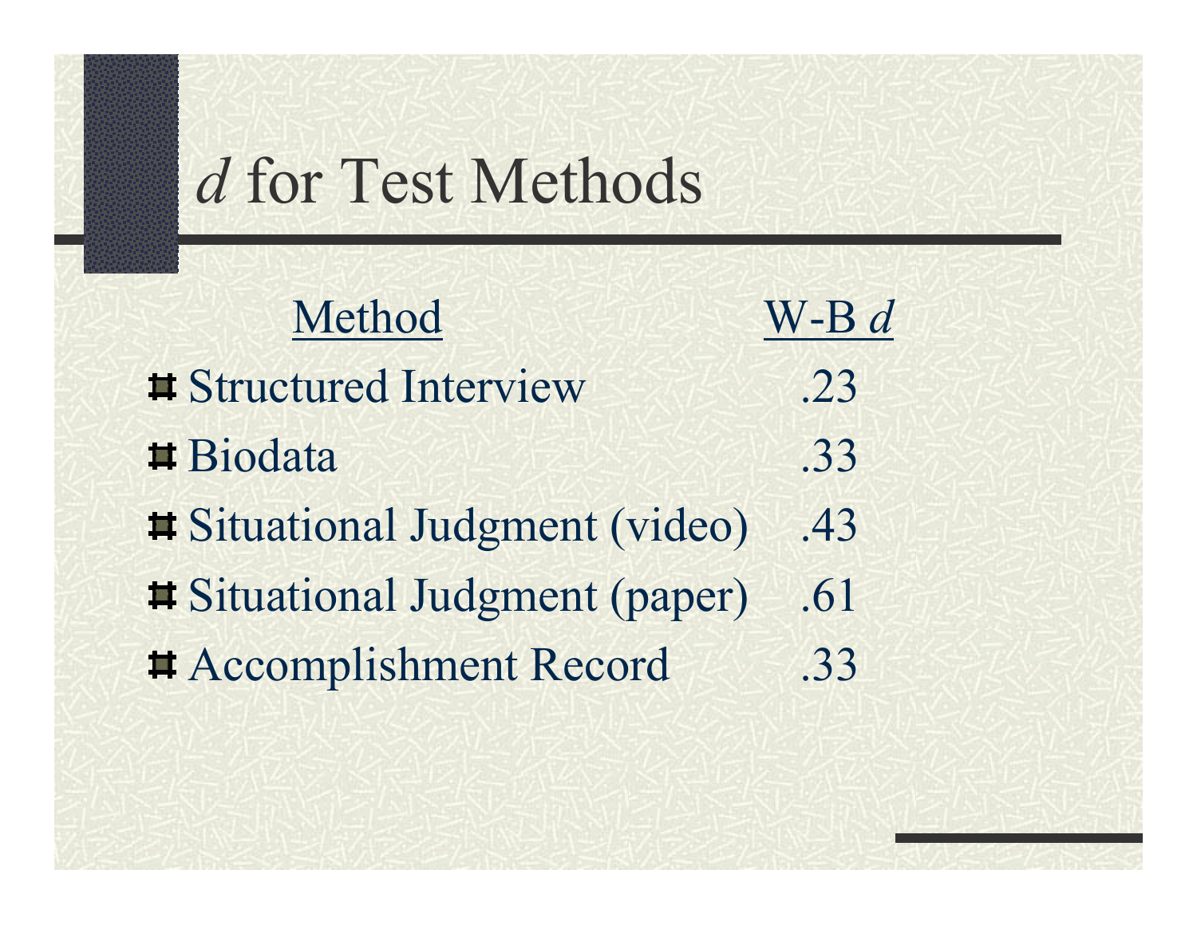# *d* for Test Methods

| Method | W-B *d* |
|---|---|
| Structured Interview | .23 |
| Biodata | .33 |
| Situational Judgment (video) | .43 |
| Situational Judgment (paper) | .61 |
| Accomplishment Record | .33 |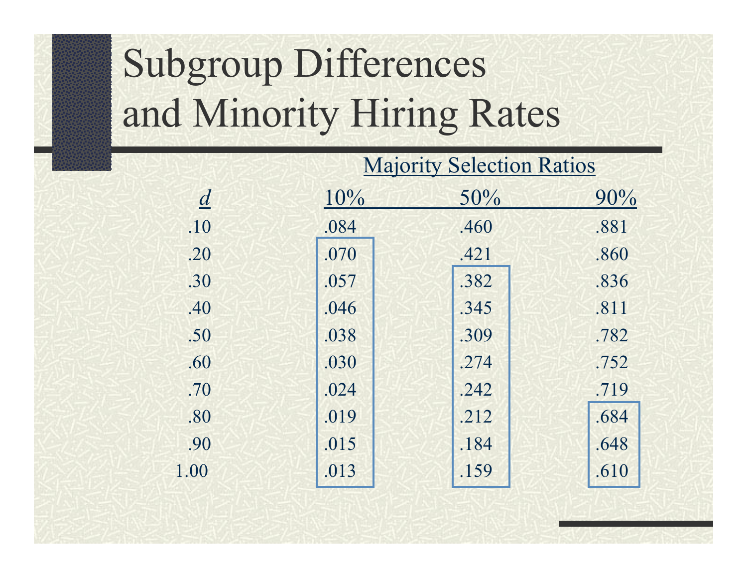# Subgroup Differences and Minority Hiring Rates

| | Majority Selection Ratios | | |
|---|---|---|---|
| *d* | 10% | 50% | 90% |
| .10 | .084 | .460 | .881 |
| .20 | .070 | .421 | .860 |
| .30 | .057 | .382 | .836 |
| .40 | .046 | .345 | .811 |
| .50 | .038 | .309 | .782 |
| .60 | .030 | .274 | .752 |
| .70 | .024 | .242 | .719 |
| .80 | .019 | .212 | .684 |
| .90 | .015 | .184 | .648 |
| 1.00 | .013 | .159 | .610 |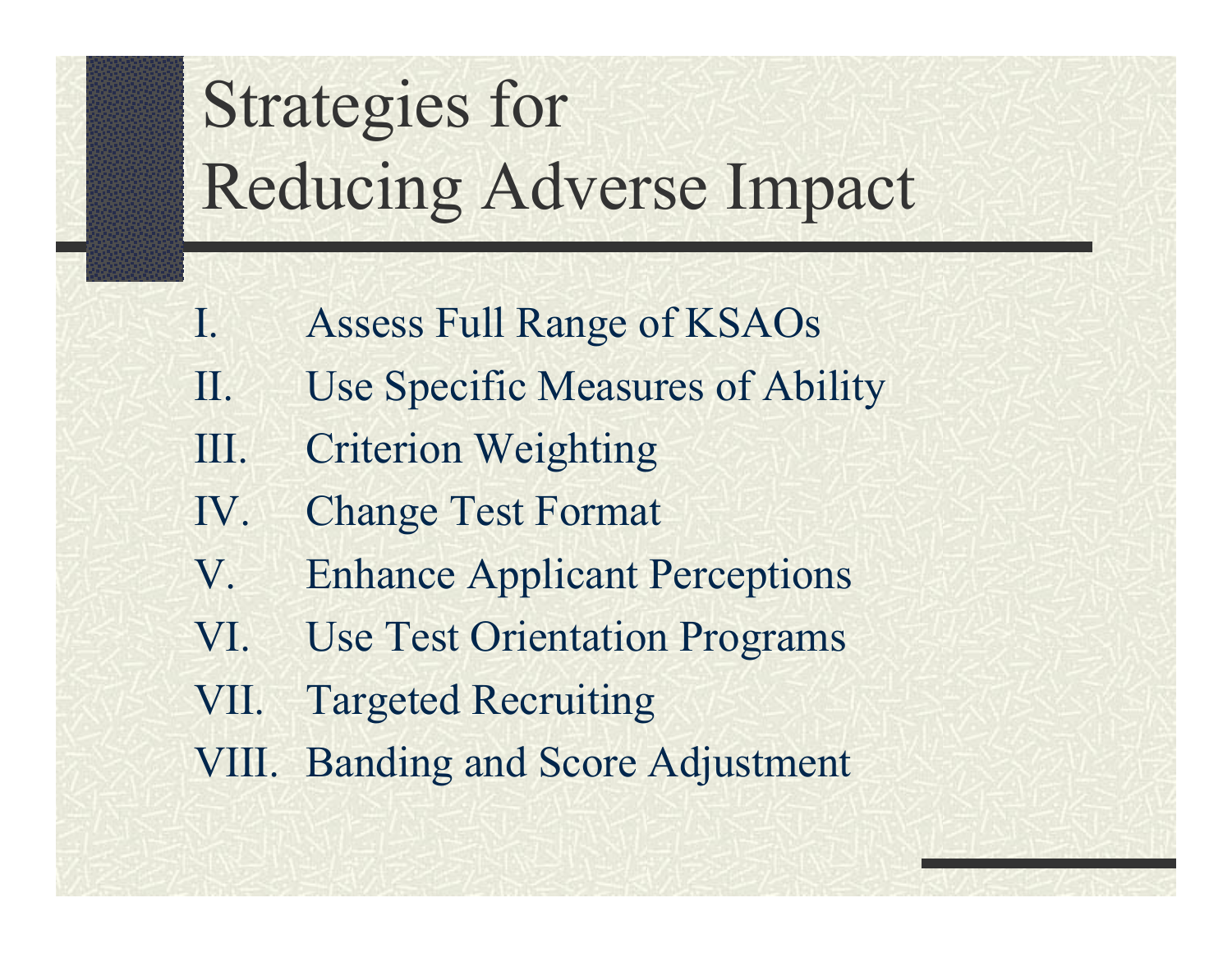# Strategies for Reducing Adverse Impact

I. Assess Full Range of KSAOs
II. Use Specific Measures of Ability
III. Criterion Weighting
IV. Change Test Format
V. Enhance Applicant Perceptions
VI. Use Test Orientation Programs
VII. Targeted Recruiting
VIII. Banding and Score Adjustment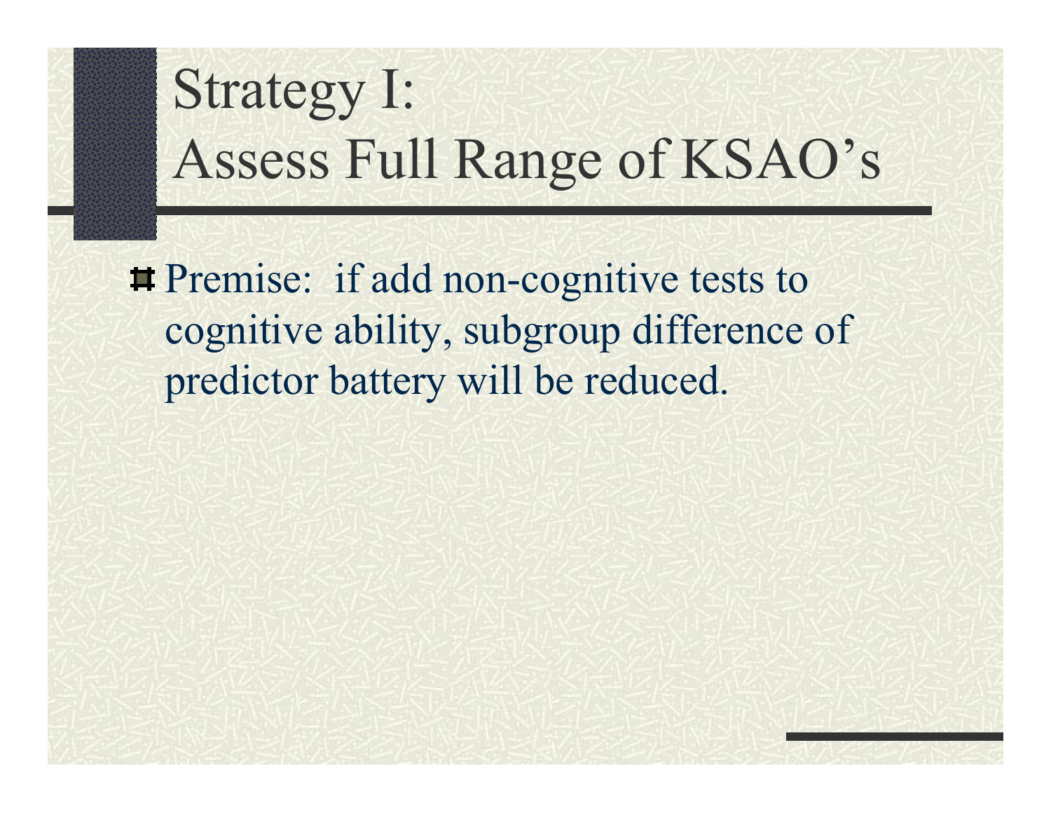# Strategy I:
# Assess Full Range of KSAO's

- Premise: if add non-cognitive tests to cognitive ability, subgroup difference of predictor battery will be reduced.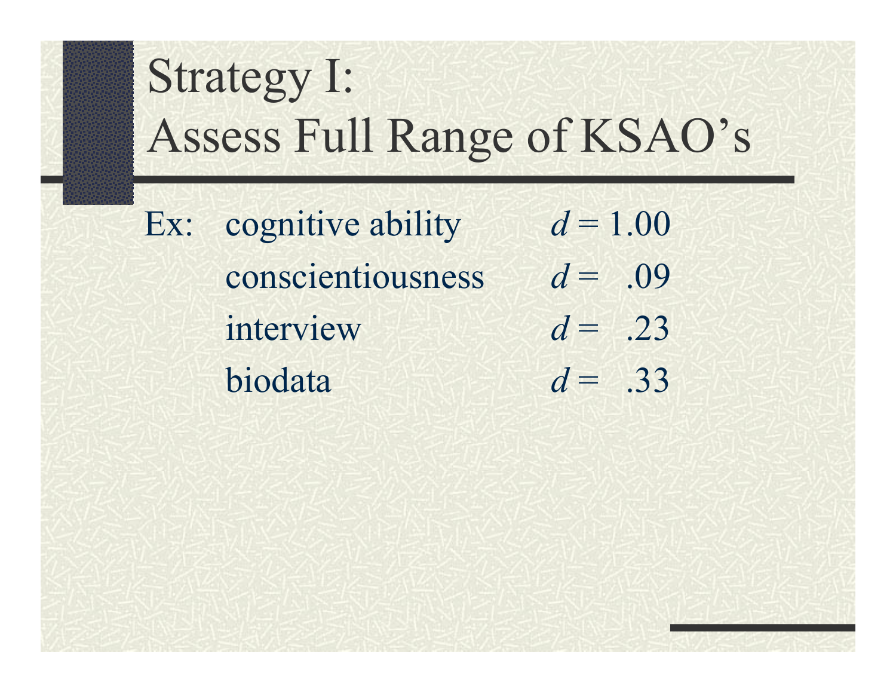# Strategy I: Assess Full Range of KSAO's

Ex: cognitive ability $d = 1.00$

conscientiousness $d = .09$

interview $d = .23$

biodata $d = .33$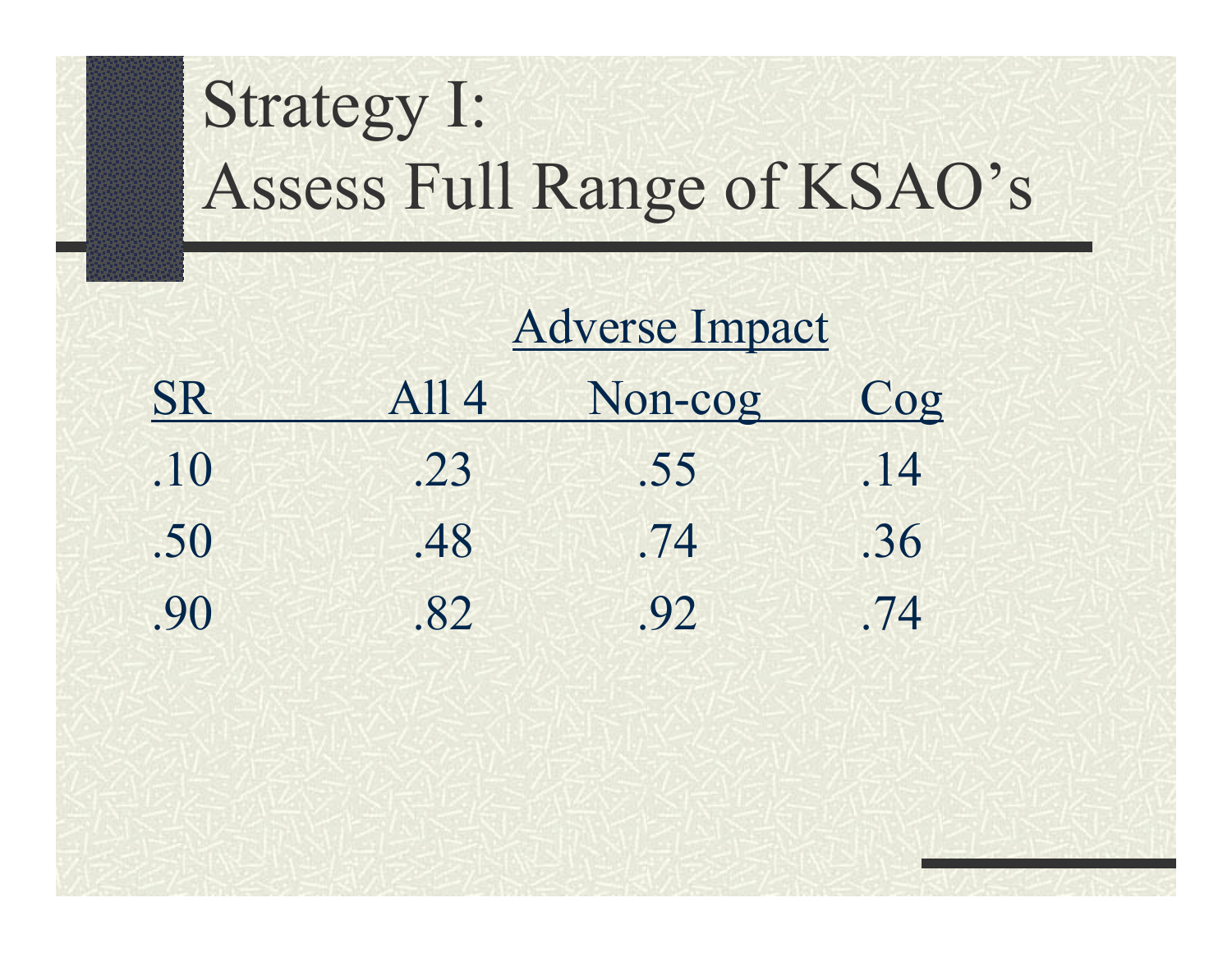# Strategy I: Assess Full Range of KSAO's

| | Adverse Impact | | |
|---|---|---|---|
| SR | All 4 | Non-cog | Cog |
| .10 | .23 | .55 | .14 |
| .50 | .48 | .74 | .36 |
| .90 | .82 | .92 | .74 |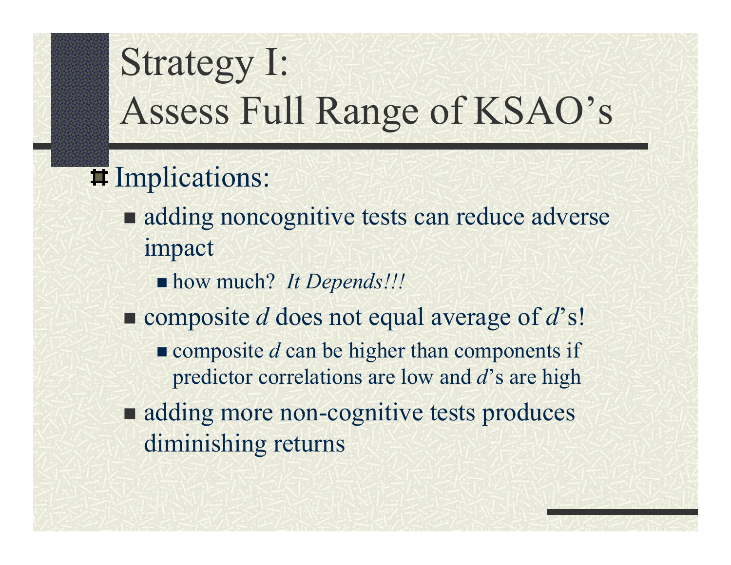# Strategy I: Assess Full Range of KSAO's

- Implications:
  - adding noncognitive tests can reduce adverse impact
    - how much? *It Depends!!!*
  - composite *d* does not equal average of *d*'s!
    - composite *d* can be higher than components if predictor correlations are low and *d*'s are high
  - adding more non-cognitive tests produces diminishing returns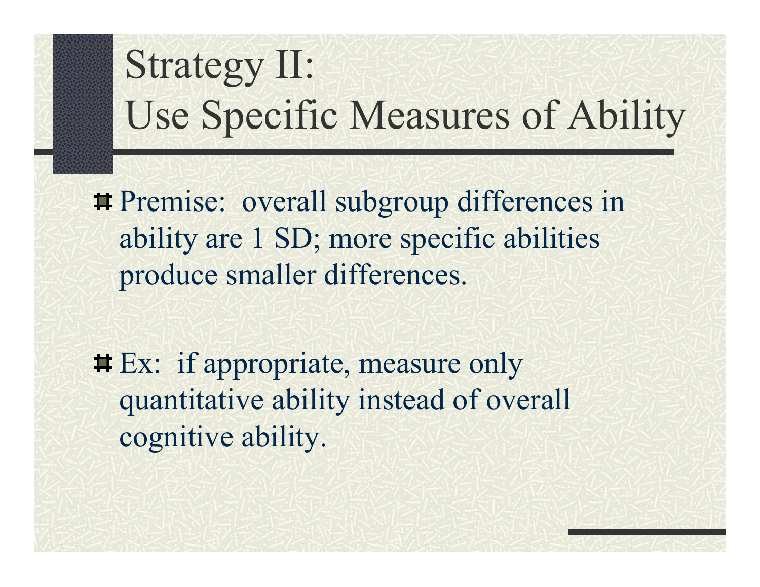# Strategy II: Use Specific Measures of Ability

- Premise: overall subgroup differences in ability are 1 SD; more specific abilities produce smaller differences.

- Ex: if appropriate, measure only quantitative ability instead of overall cognitive ability.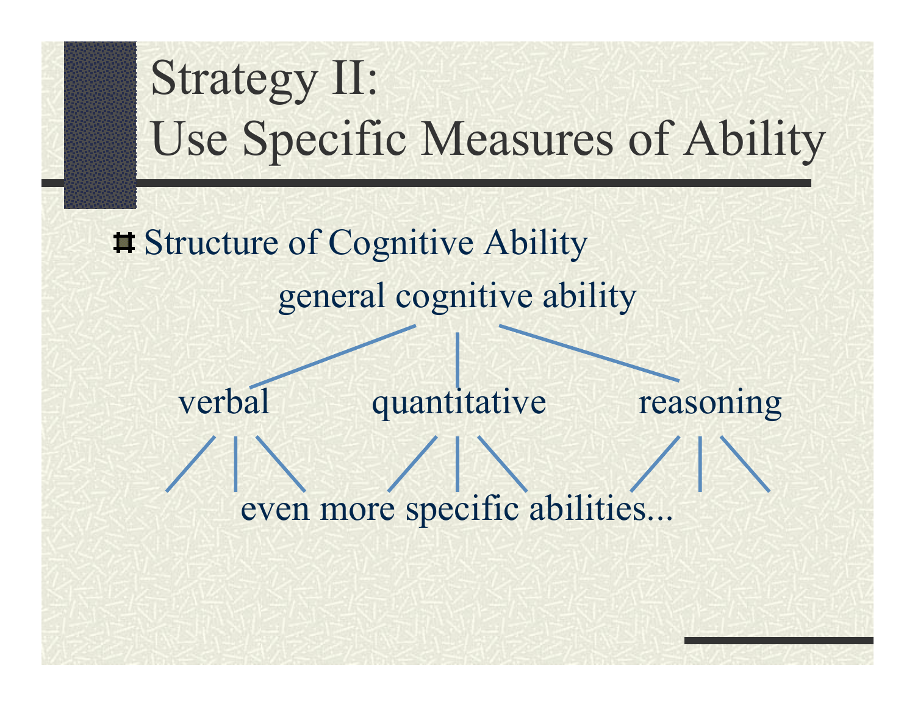# Strategy II: Use Specific Measures of Ability

- Structure of Cognitive Ability

general cognitive ability

verbal quantitative reasoning

even more specific abilities...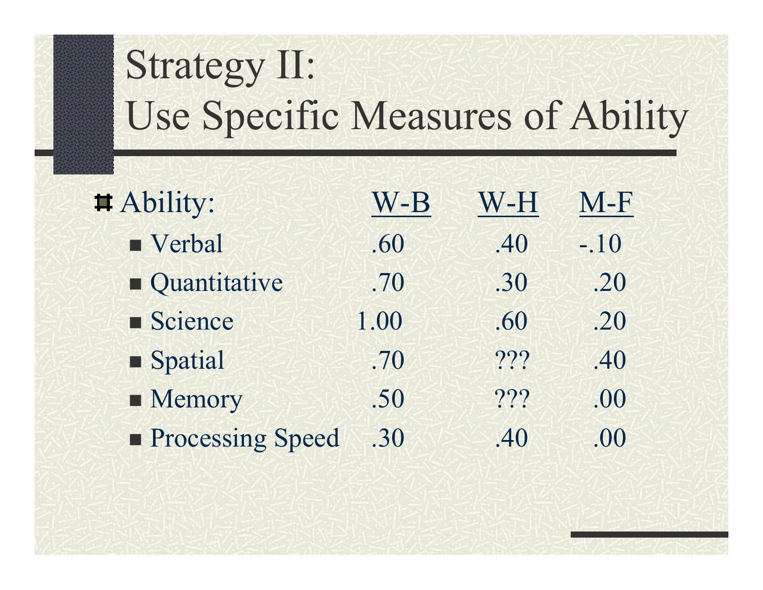# Strategy II: Use Specific Measures of Ability

| Ability: | W-B | W-H | M-F |
|---|---|---|---|
| Verbal | .60 | .40 | -.10 |
| Quantitative | .70 | .30 | .20 |
| Science | 1.00 | .60 | .20 |
| Spatial | .70 | ??? | .40 |
| Memory | .50 | ??? | .00 |
| Processing Speed | .30 | .40 | .00 |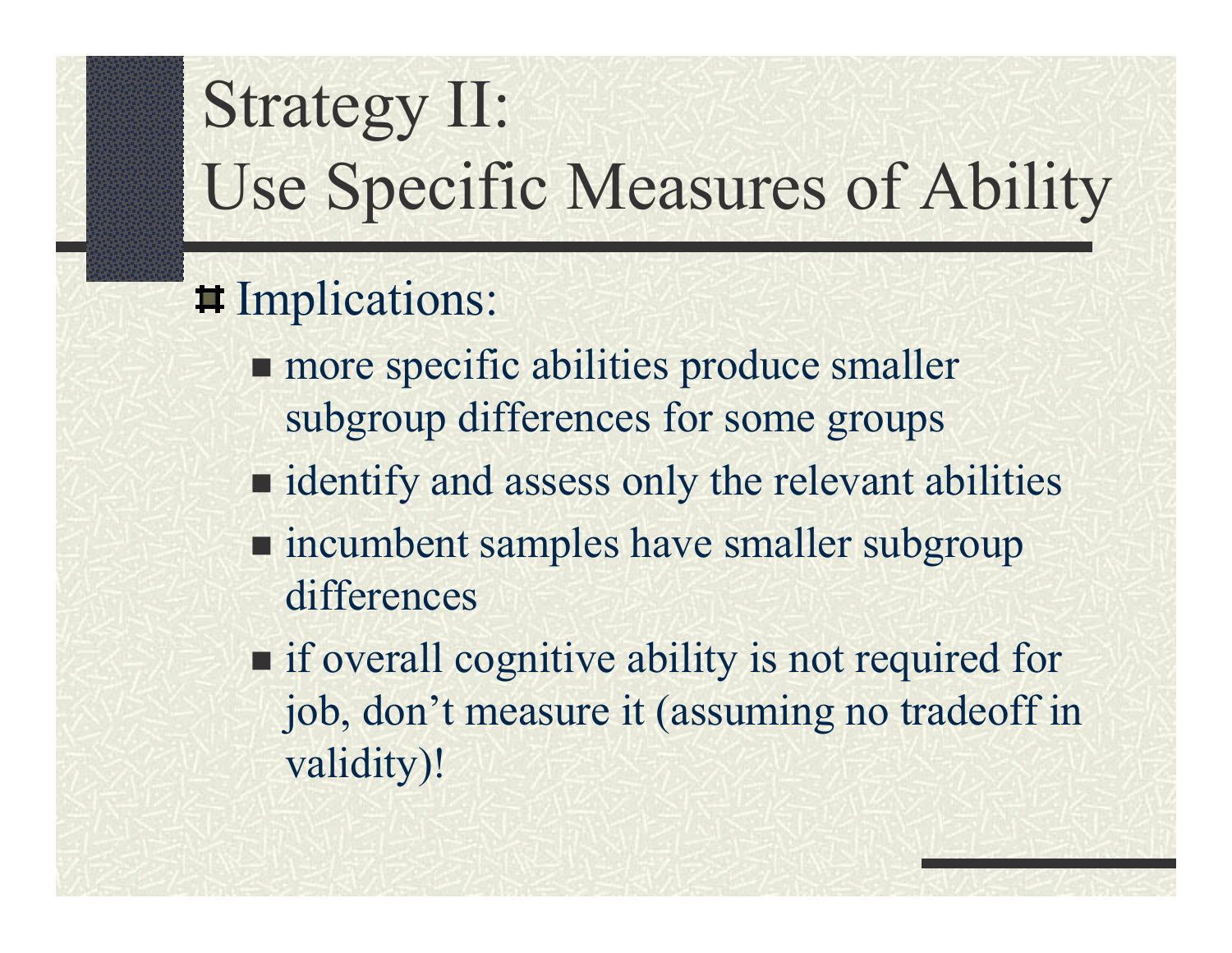# Strategy II: Use Specific Measures of Ability

- Implications:
  - more specific abilities produce smaller subgroup differences for some groups
  - identify and assess only the relevant abilities
  - incumbent samples have smaller subgroup differences
  - if overall cognitive ability is not required for job, don't measure it (assuming no tradeoff in validity)!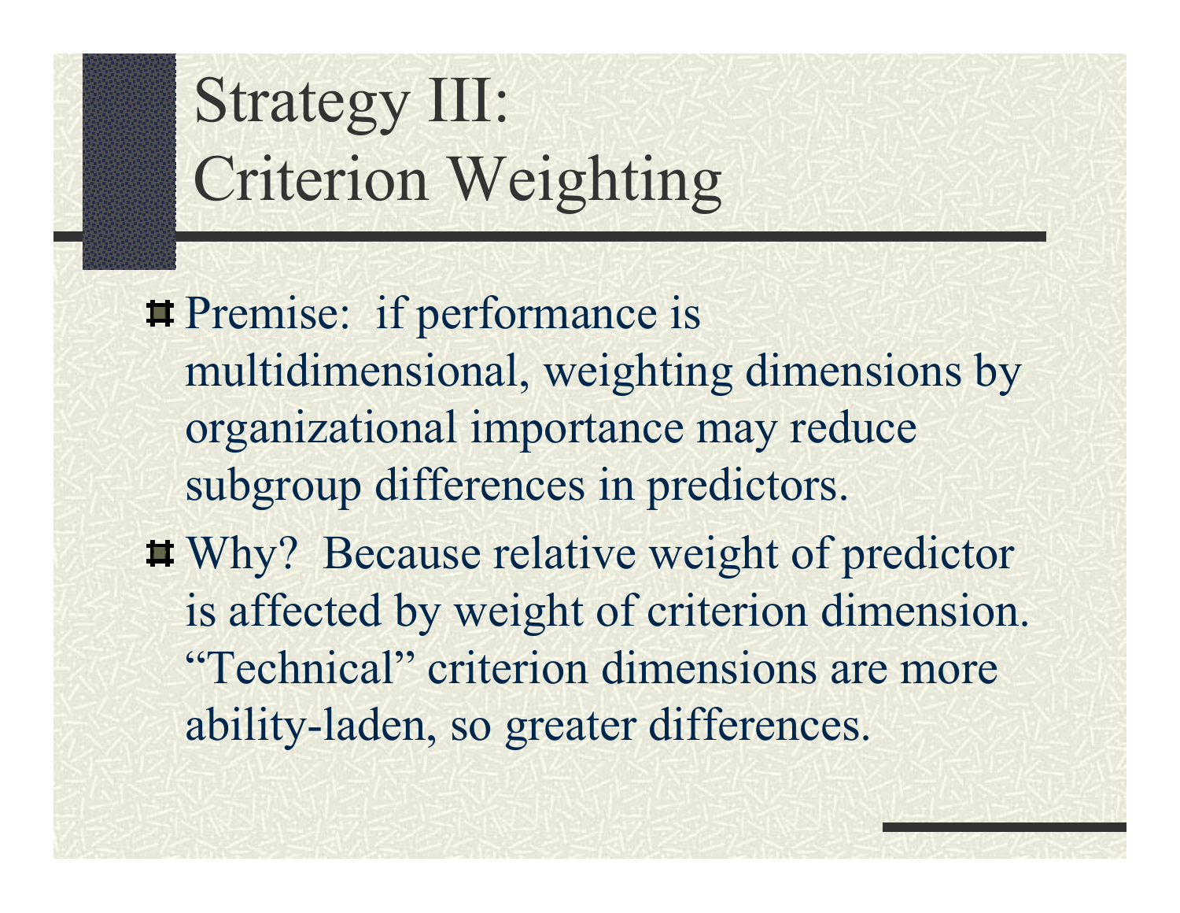# Strategy III: Criterion Weighting

- Premise: if performance is multidimensional, weighting dimensions by organizational importance may reduce subgroup differences in predictors.
- Why? Because relative weight of predictor is affected by weight of criterion dimension. "Technical" criterion dimensions are more ability-laden, so greater differences.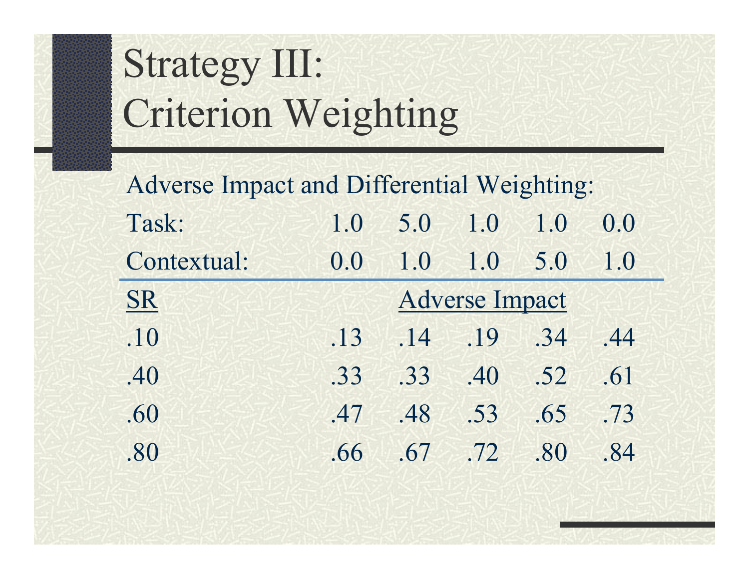# Strategy III: Criterion Weighting

Adverse Impact and Differential Weighting:

| | | | | | |
|---|---|---|---|---|---|
| Task: | 1.0 | 5.0 | 1.0 | 1.0 | 0.0 |
| Contextual: | 0.0 | 1.0 | 1.0 | 5.0 | 1.0 |
| SR | | Adverse Impact | | | |
| .10 | .13 | .14 | .19 | .34 | .44 |
| .40 | .33 | .33 | .40 | .52 | .61 |
| .60 | .47 | .48 | .53 | .65 | .73 |
| .80 | .66 | .67 | .72 | .80 | .84 |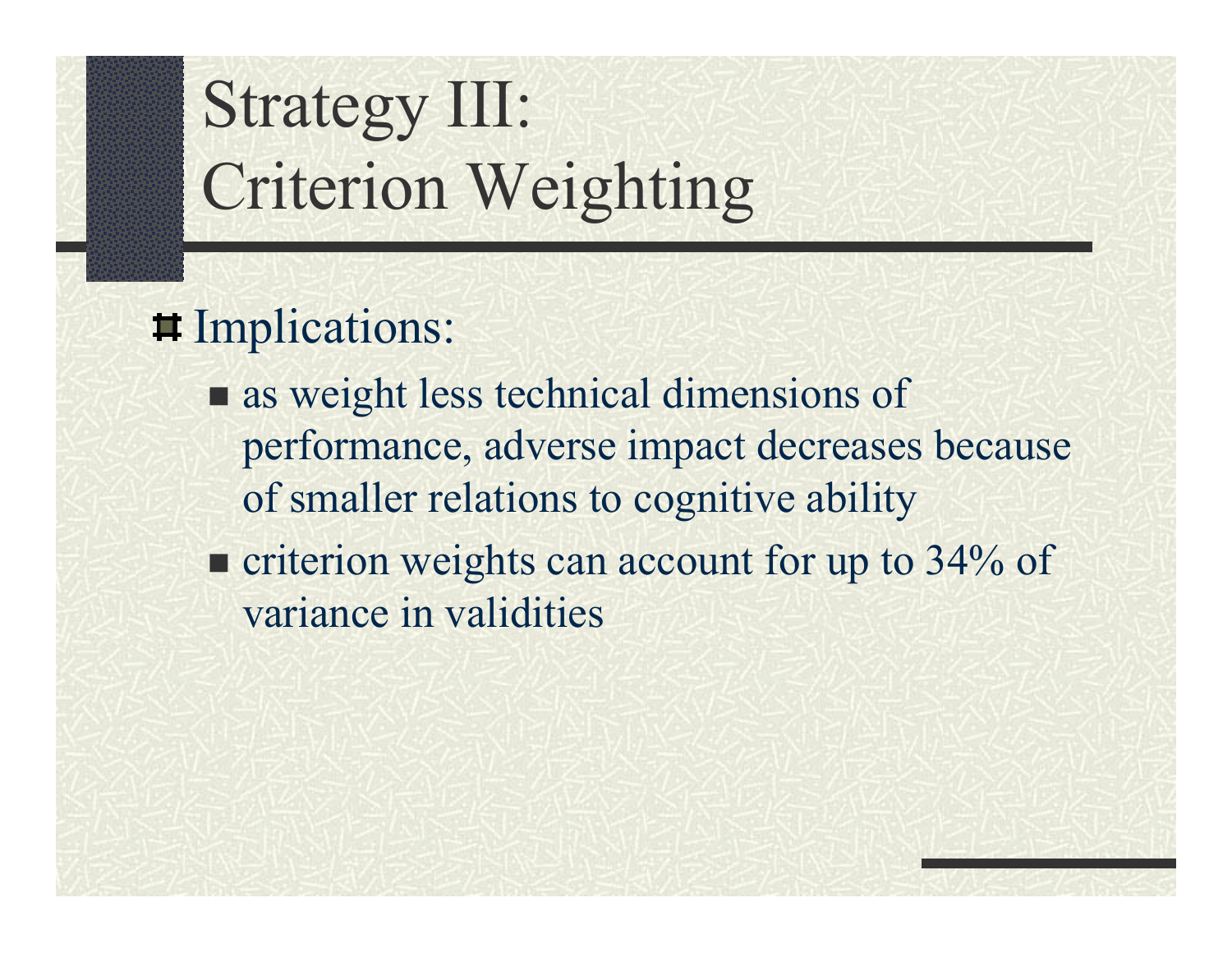# Strategy III: Criterion Weighting

- Implications:
  - as weight less technical dimensions of performance, adverse impact decreases because of smaller relations to cognitive ability
  - criterion weights can account for up to 34% of variance in validities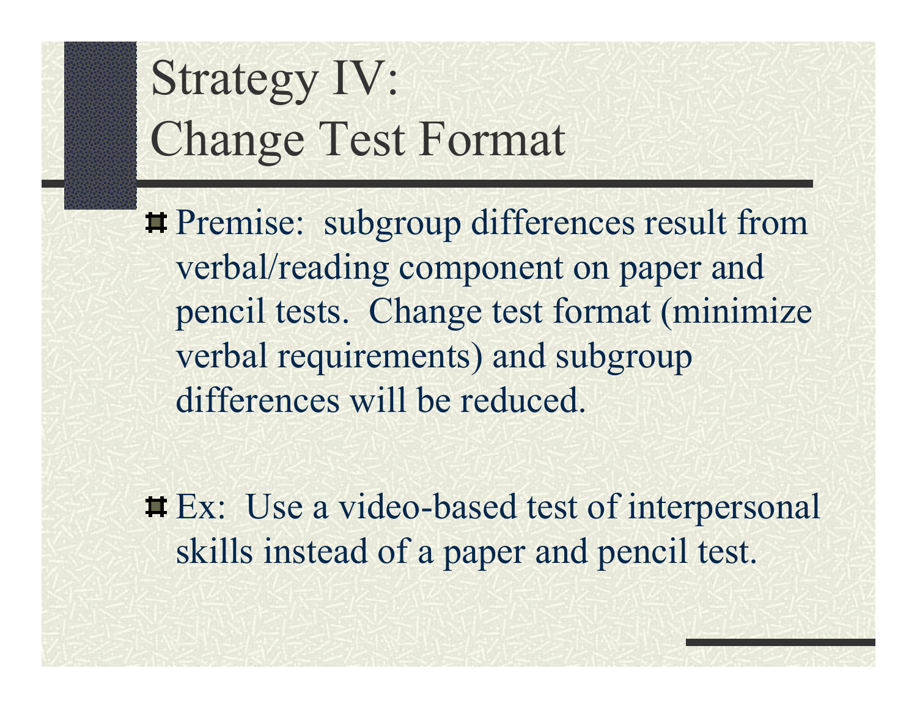# Strategy IV: Change Test Format

- Premise: subgroup differences result from verbal/reading component on paper and pencil tests. Change test format (minimize verbal requirements) and subgroup differences will be reduced.

- Ex: Use a video-based test of interpersonal skills instead of a paper and pencil test.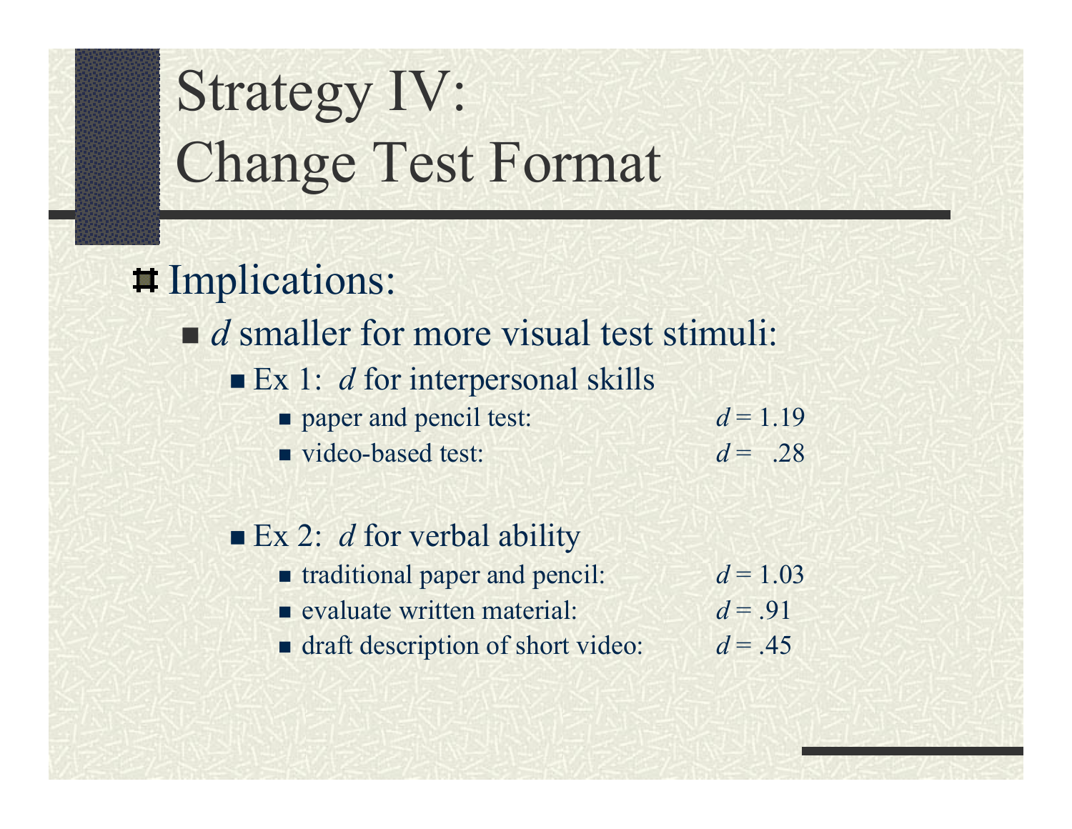# Strategy IV: Change Test Format

- Implications:
  - $d$ smaller for more visual test stimuli:
    - Ex 1: $d$ for interpersonal skills
      - paper and pencil test: $d = 1.19$
      - video-based test: $d = .28$
    - Ex 2: $d$ for verbal ability
      - traditional paper and pencil: $d = 1.03$
      - evaluate written material: $d = .91$
      - draft description of short video: $d = .45$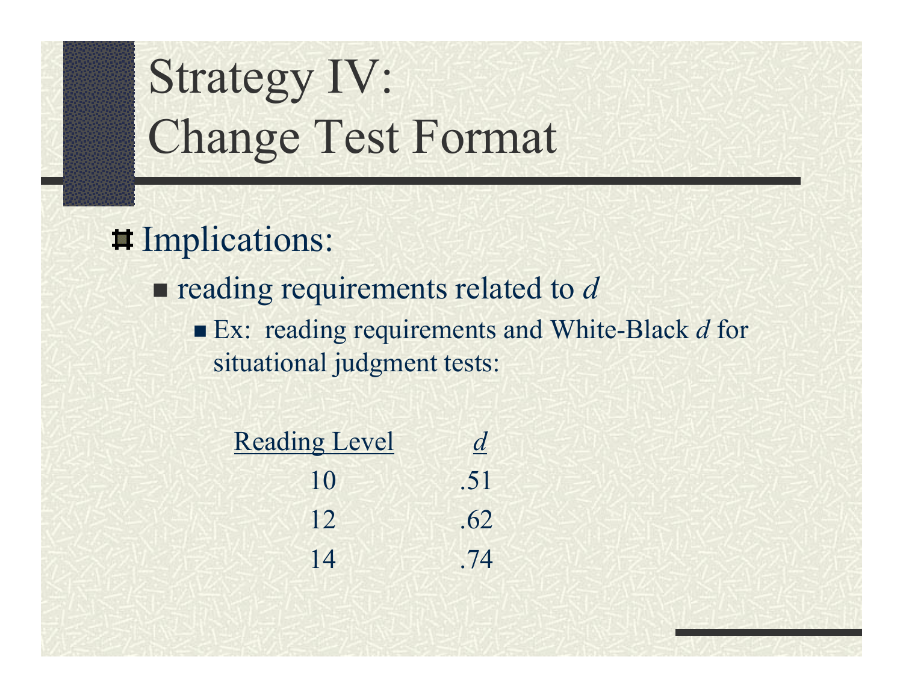# Strategy IV: Change Test Format

- Implications:
  - reading requirements related to *d*
    - Ex: reading requirements and White-Black *d* for situational judgment tests:

| Reading Level | *d* |
|---|---|
| 10 | .51 |
| 12 | .62 |
| 14 | .74 |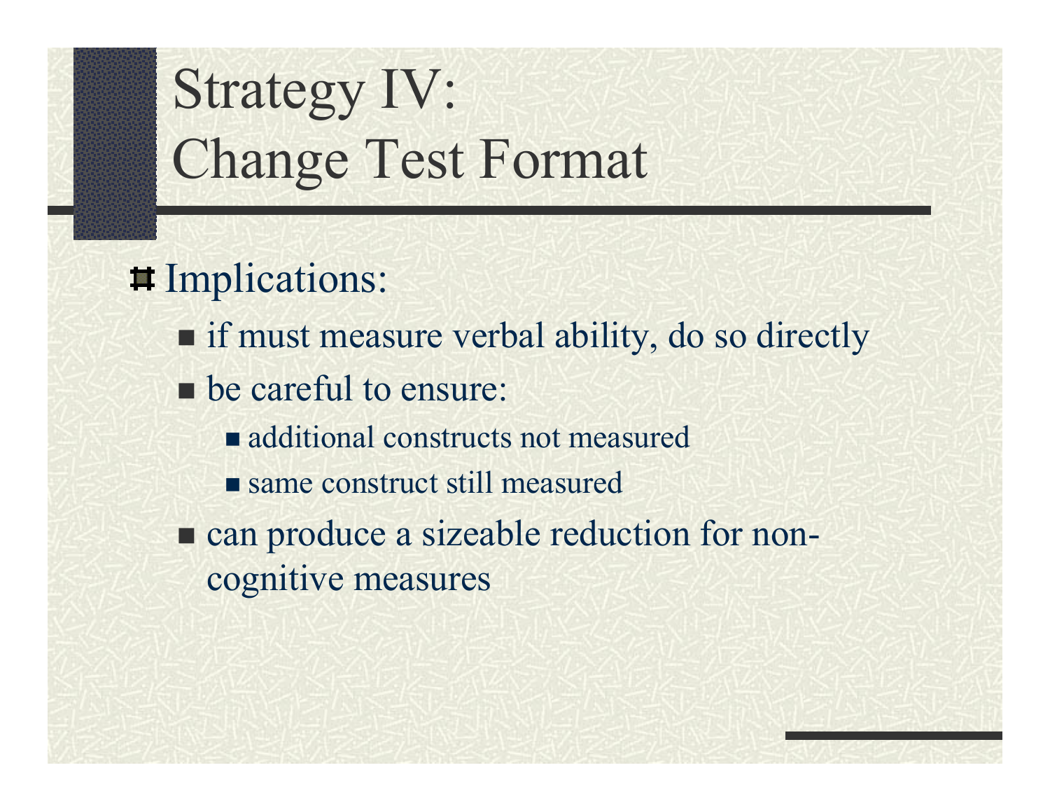# Strategy IV: Change Test Format

- Implications:
  - if must measure verbal ability, do so directly
  - be careful to ensure:
    - additional constructs not measured
    - same construct still measured
  - can produce a sizeable reduction for non-cognitive measures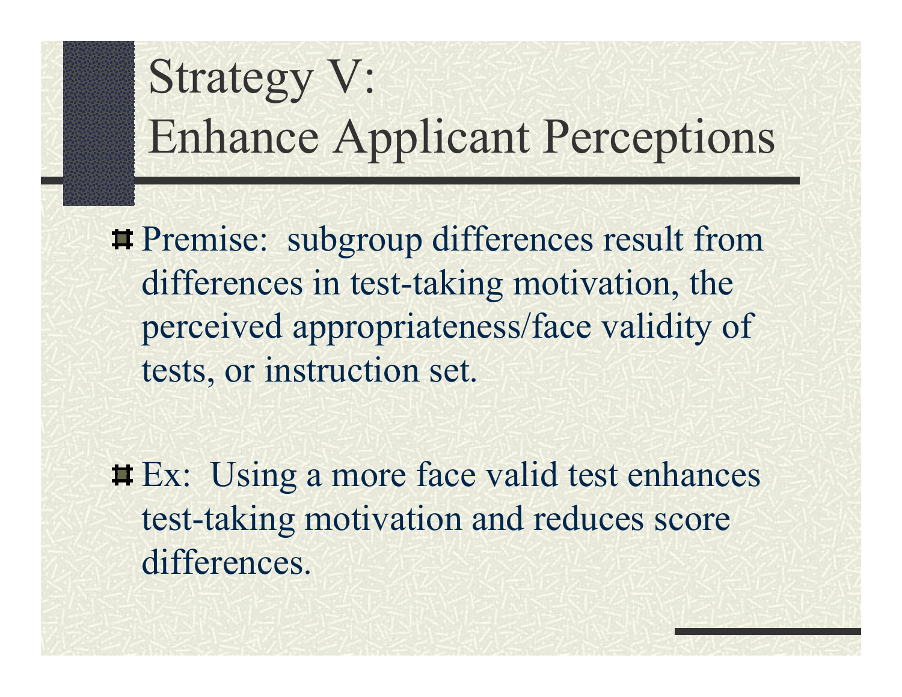# Strategy V: Enhance Applicant Perceptions

- Premise: subgroup differences result from differences in test-taking motivation, the perceived appropriateness/face validity of tests, or instruction set.

- Ex: Using a more face valid test enhances test-taking motivation and reduces score differences.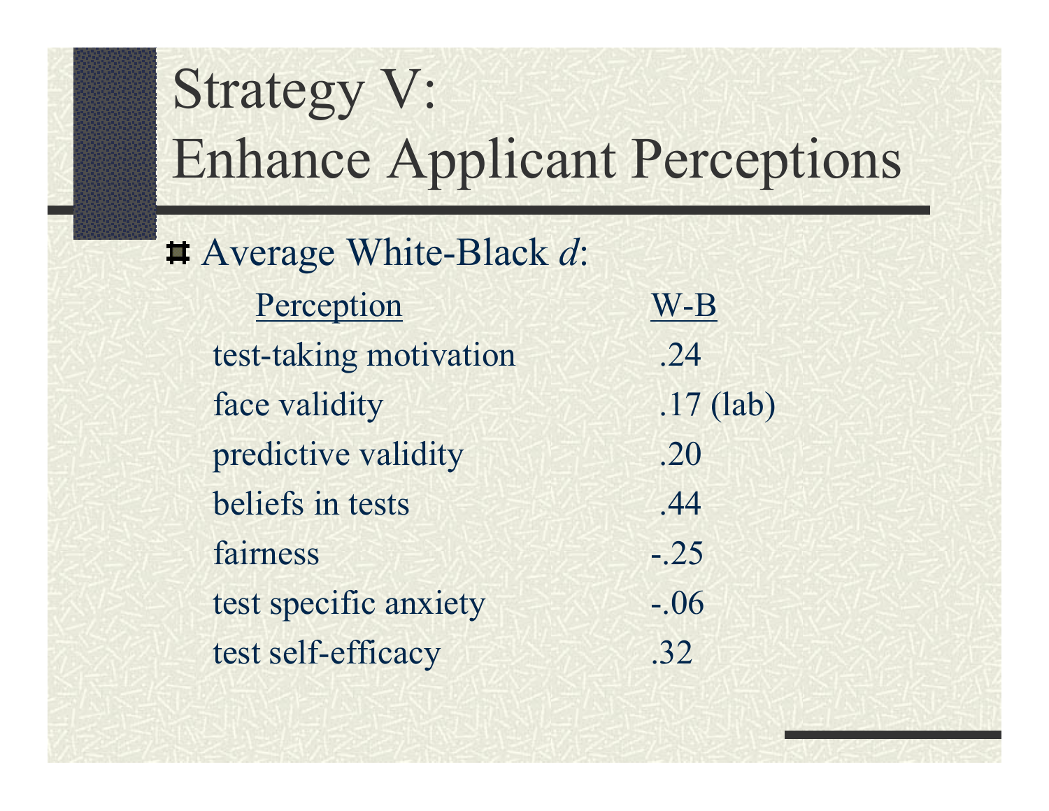# Strategy V: Enhance Applicant Perceptions

- Average White-Black *d*:

| Perception | W-B |
|---|---|
| test-taking motivation | .24 |
| face validity | .17 (lab) |
| predictive validity | .20 |
| beliefs in tests | .44 |
| fairness | -.25 |
| test specific anxiety | -.06 |
| test self-efficacy | .32 |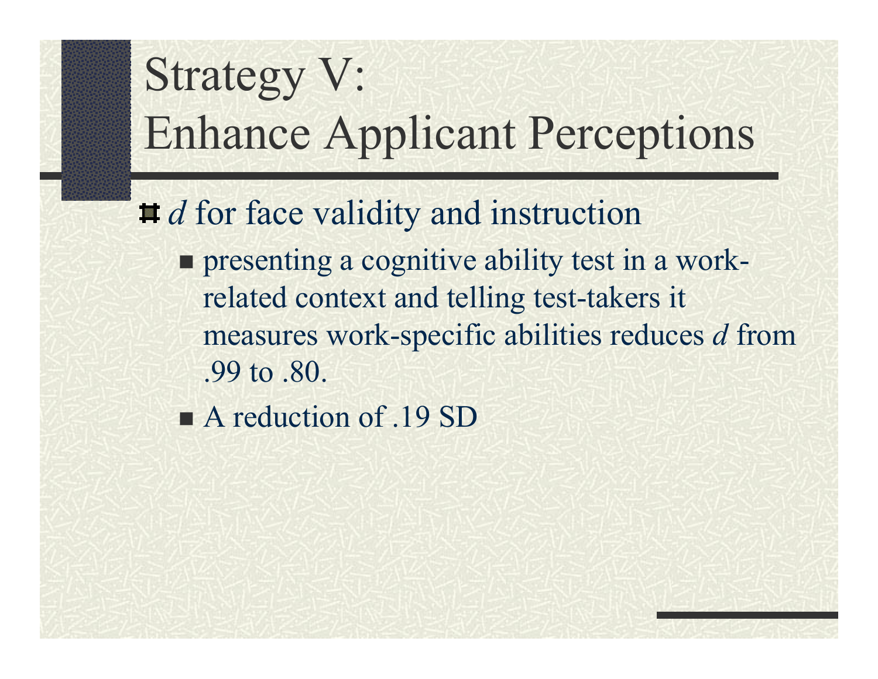# Strategy V: Enhance Applicant Perceptions

- *d* for face validity and instruction
  - presenting a cognitive ability test in a work-related context and telling test-takers it measures work-specific abilities reduces *d* from .99 to .80.
  - A reduction of .19 SD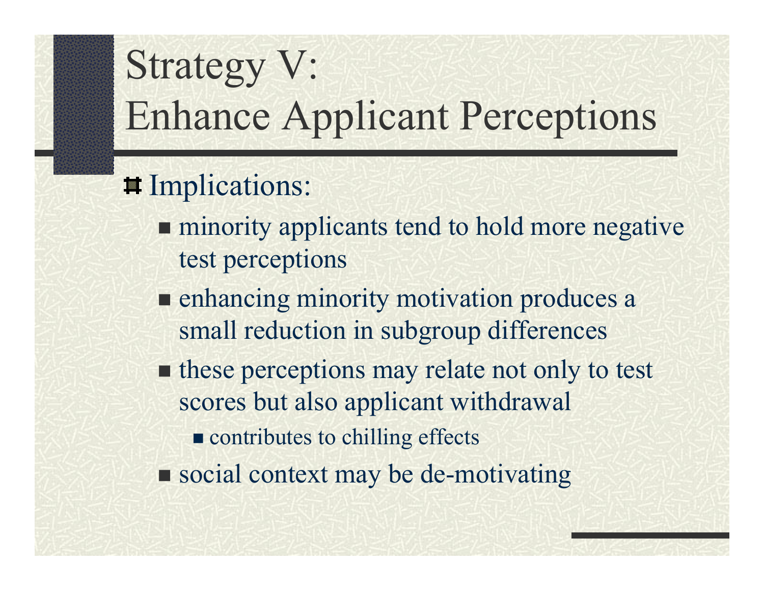# Strategy V: Enhance Applicant Perceptions

- Implications:
  - minority applicants tend to hold more negative test perceptions
  - enhancing minority motivation produces a small reduction in subgroup differences
  - these perceptions may relate not only to test scores but also applicant withdrawal
    - contributes to chilling effects
  - social context may be de-motivating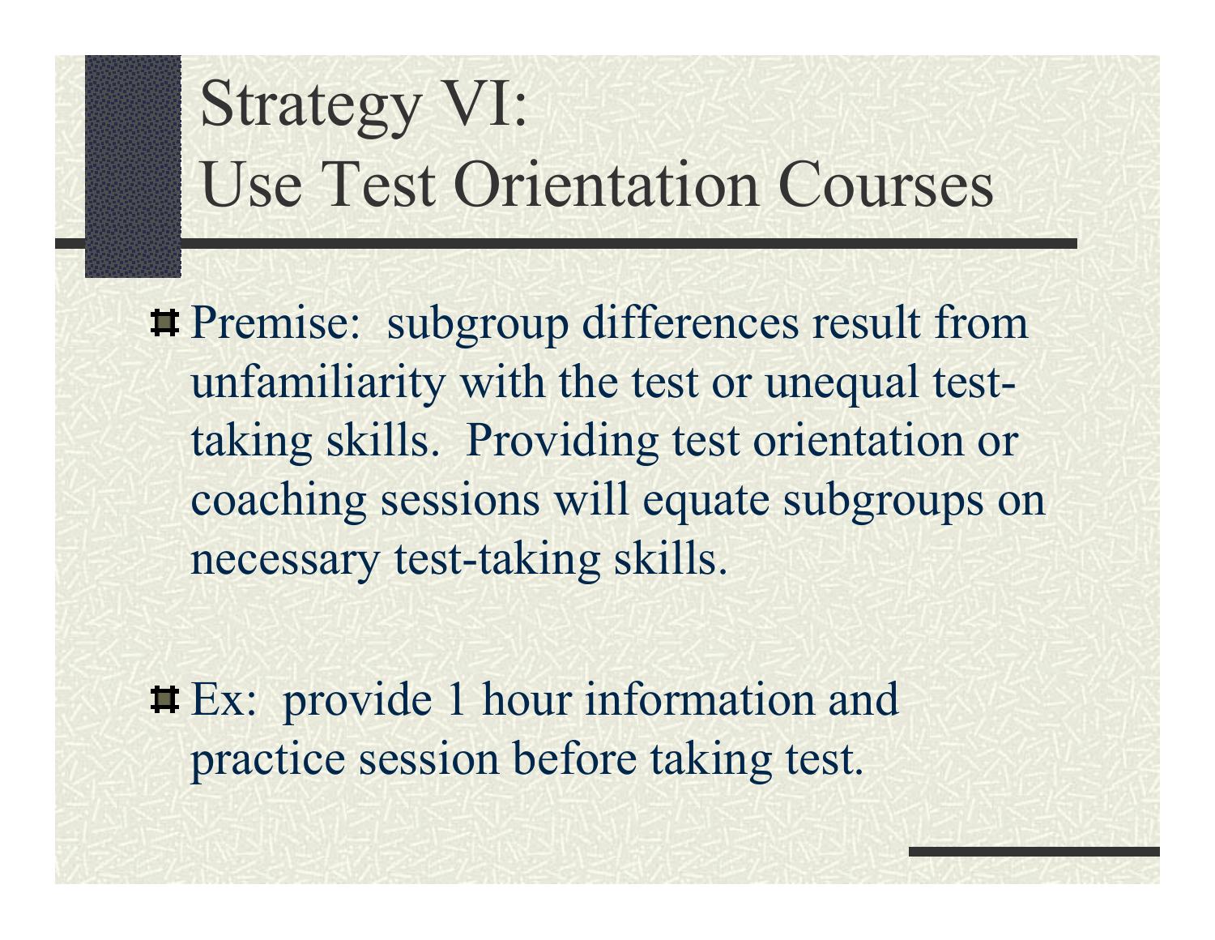# Strategy VI: Use Test Orientation Courses

- Premise: subgroup differences result from unfamiliarity with the test or unequal test-taking skills. Providing test orientation or coaching sessions will equate subgroups on necessary test-taking skills.

- Ex: provide 1 hour information and practice session before taking test.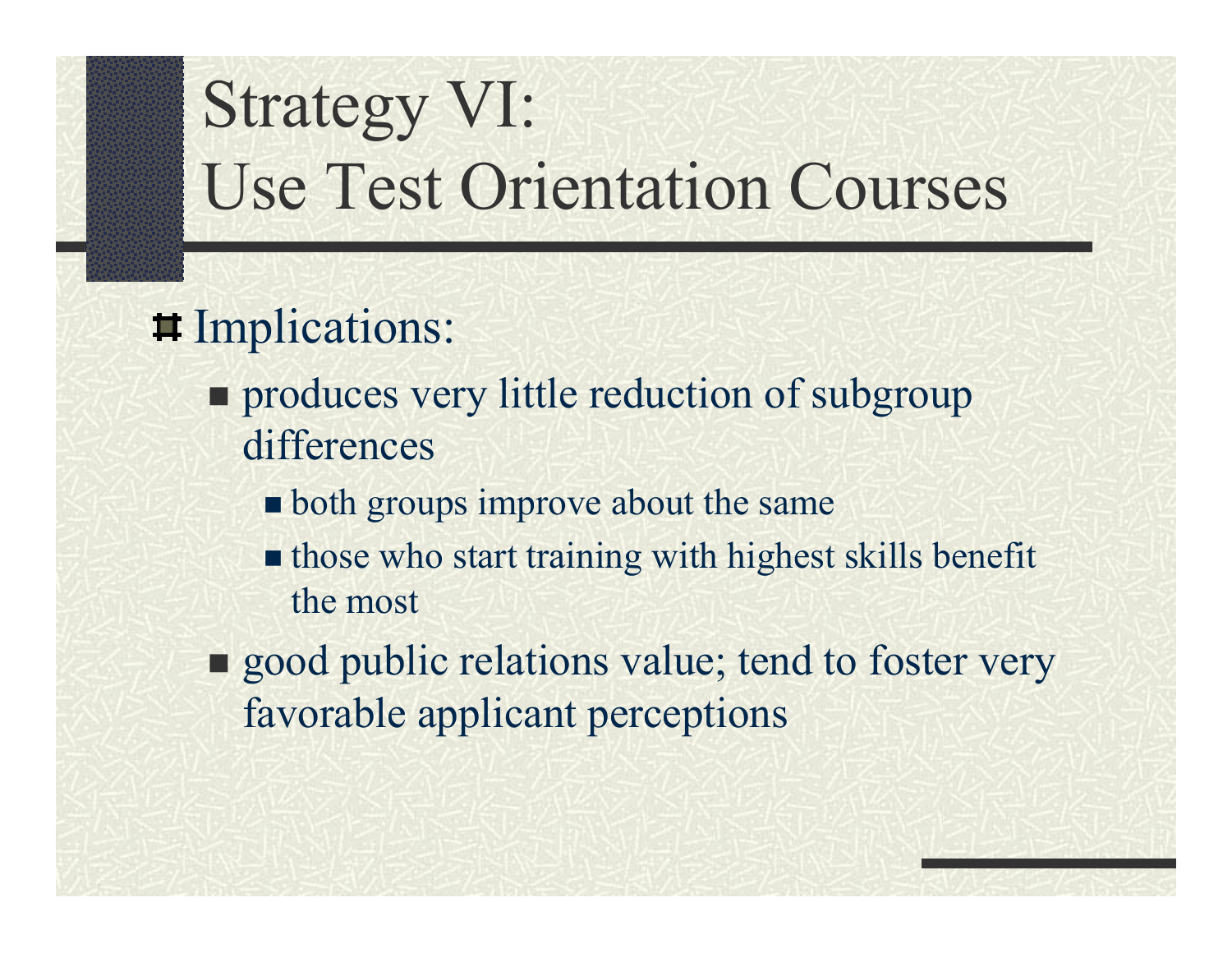# Strategy VI: Use Test Orientation Courses

- Implications:
  - produces very little reduction of subgroup differences
    - both groups improve about the same
    - those who start training with highest skills benefit the most
  - good public relations value; tend to foster very favorable applicant perceptions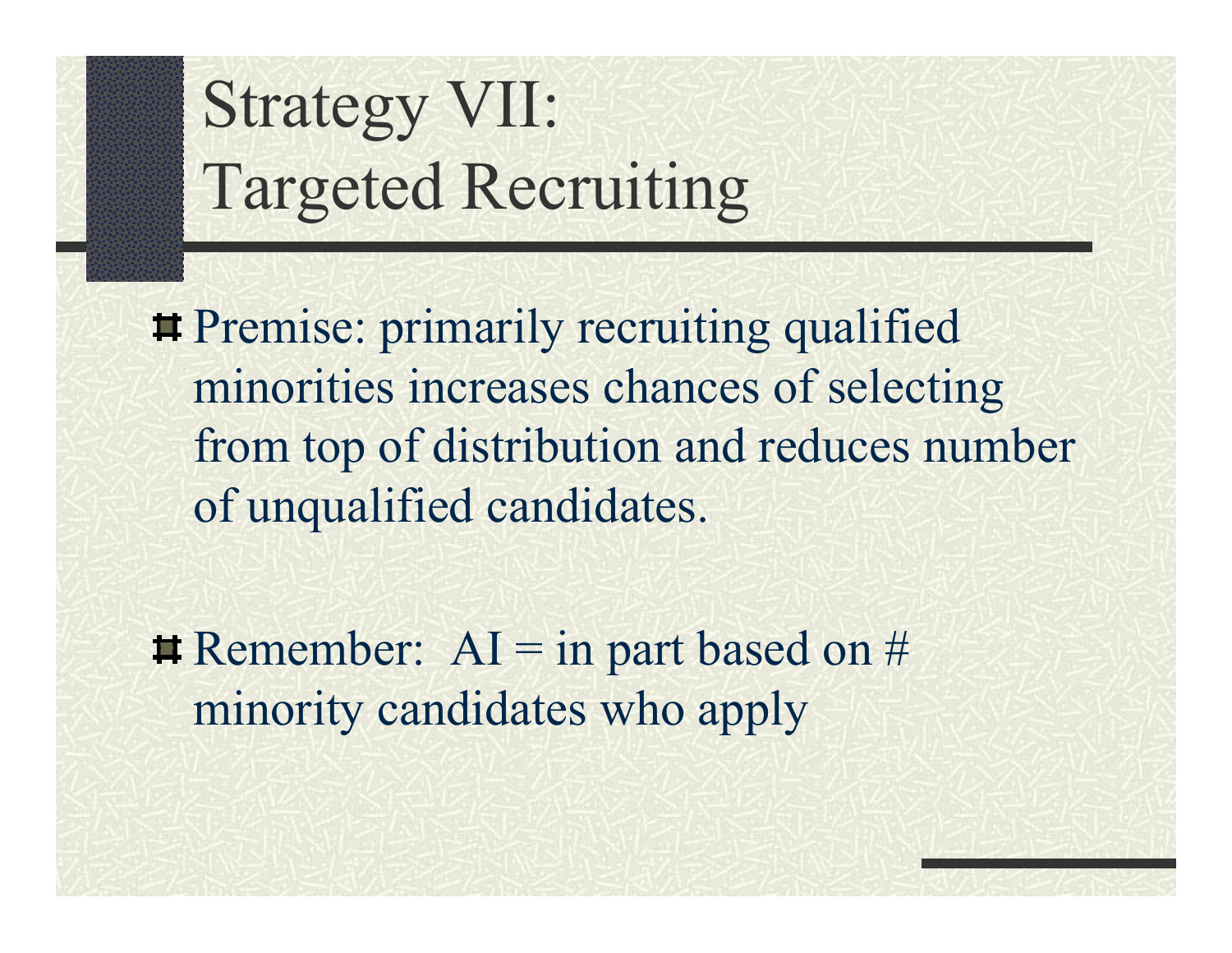# Strategy VII: Targeted Recruiting

- Premise: primarily recruiting qualified minorities increases chances of selecting from top of distribution and reduces number of unqualified candidates.

- Remember: AI = in part based on # minority candidates who apply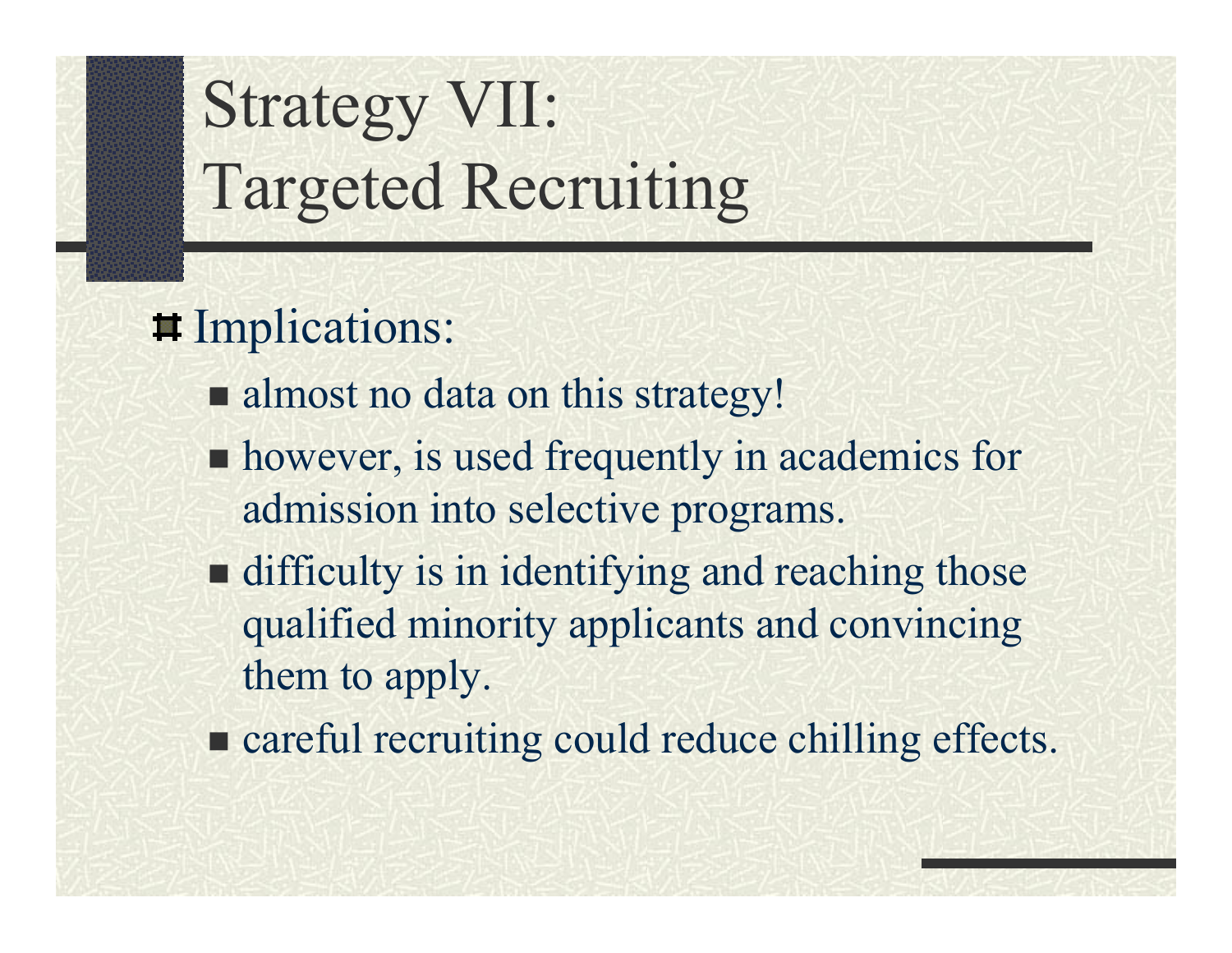# Strategy VII: Targeted Recruiting

- Implications:
  - almost no data on this strategy!
  - however, is used frequently in academics for admission into selective programs.
  - difficulty is in identifying and reaching those qualified minority applicants and convincing them to apply.
  - careful recruiting could reduce chilling effects.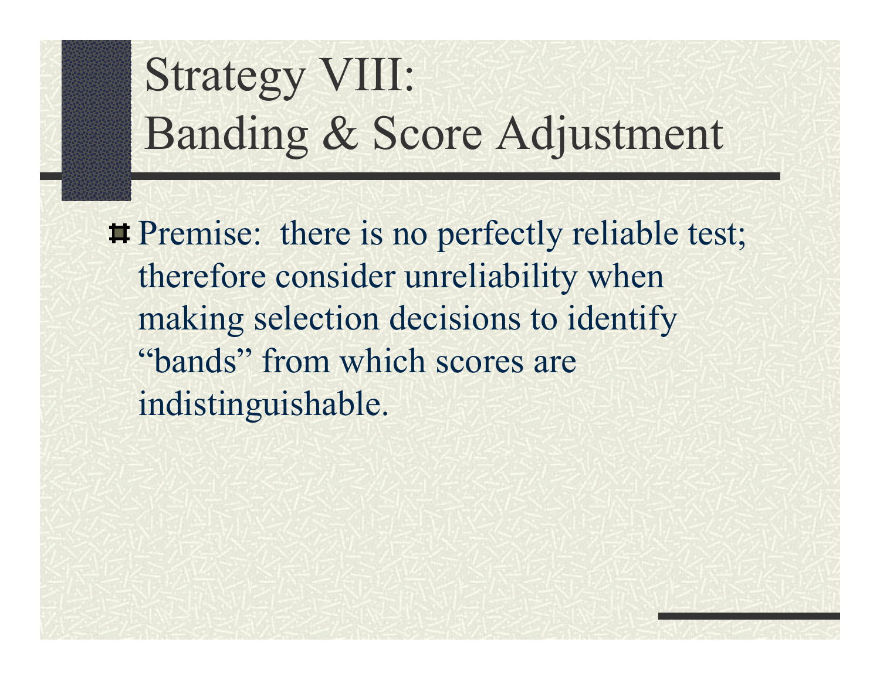# Strategy VIII: Banding & Score Adjustment

- Premise: there is no perfectly reliable test; therefore consider unreliability when making selection decisions to identify "bands" from which scores are indistinguishable.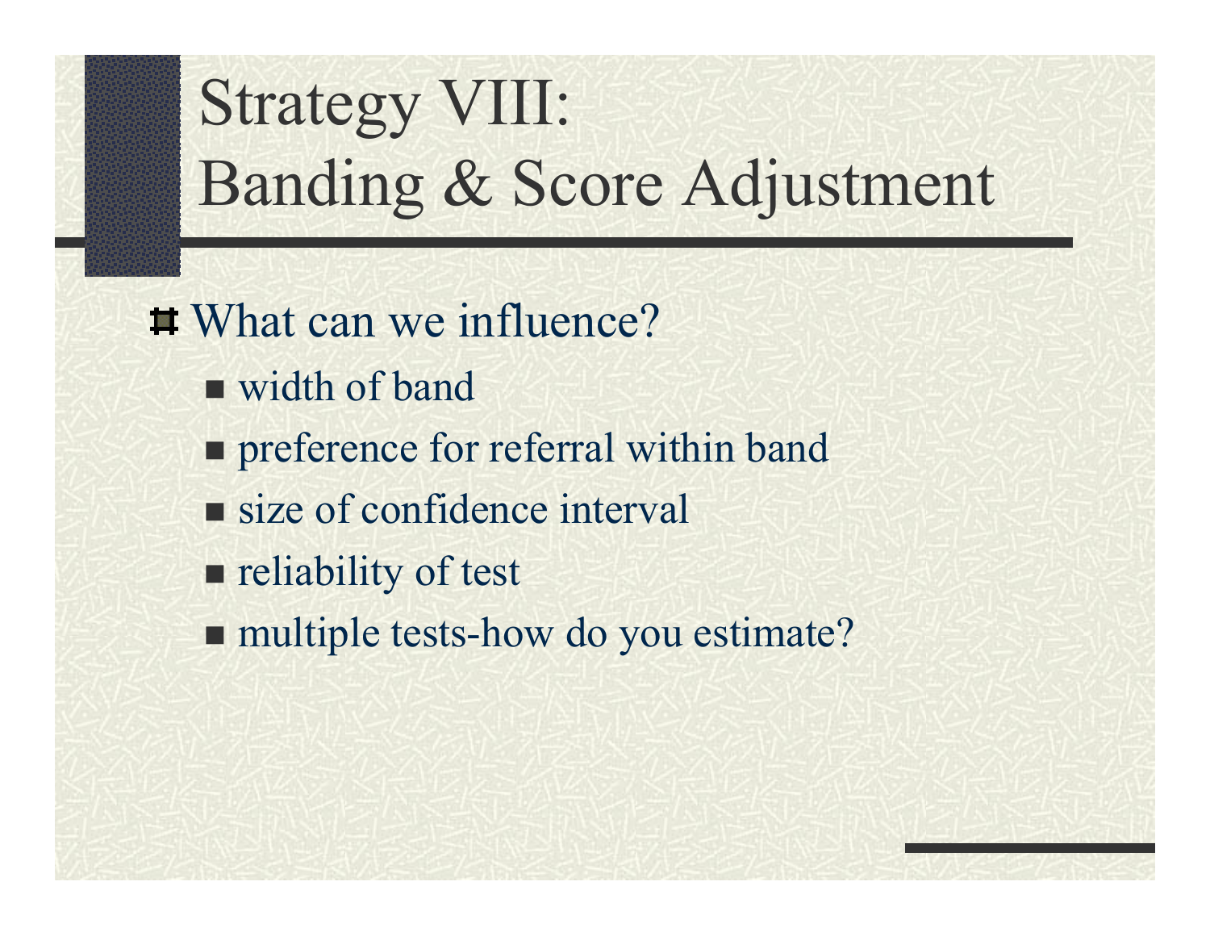# Strategy VIII: Banding & Score Adjustment

- What can we influence?
  - width of band
  - preference for referral within band
  - size of confidence interval
  - reliability of test
  - multiple tests-how do you estimate?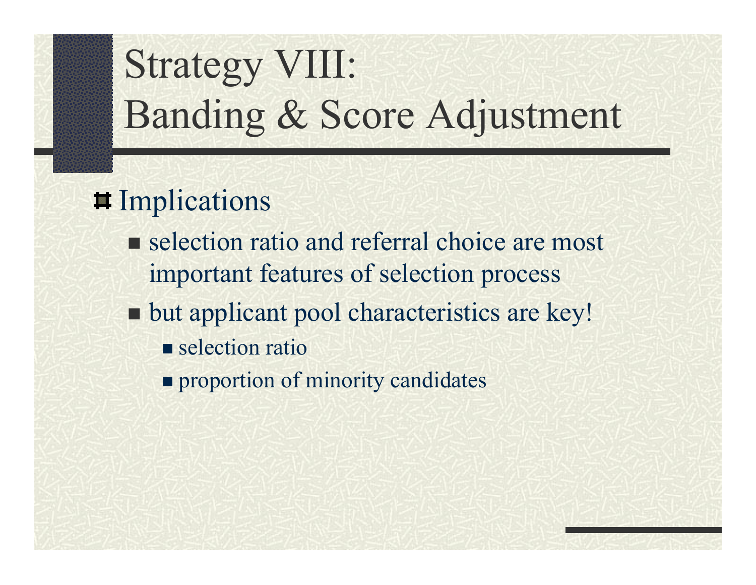# Strategy VIII: Banding & Score Adjustment

- Implications
  - selection ratio and referral choice are most important features of selection process
  - but applicant pool characteristics are key!
    - selection ratio
    - proportion of minority candidates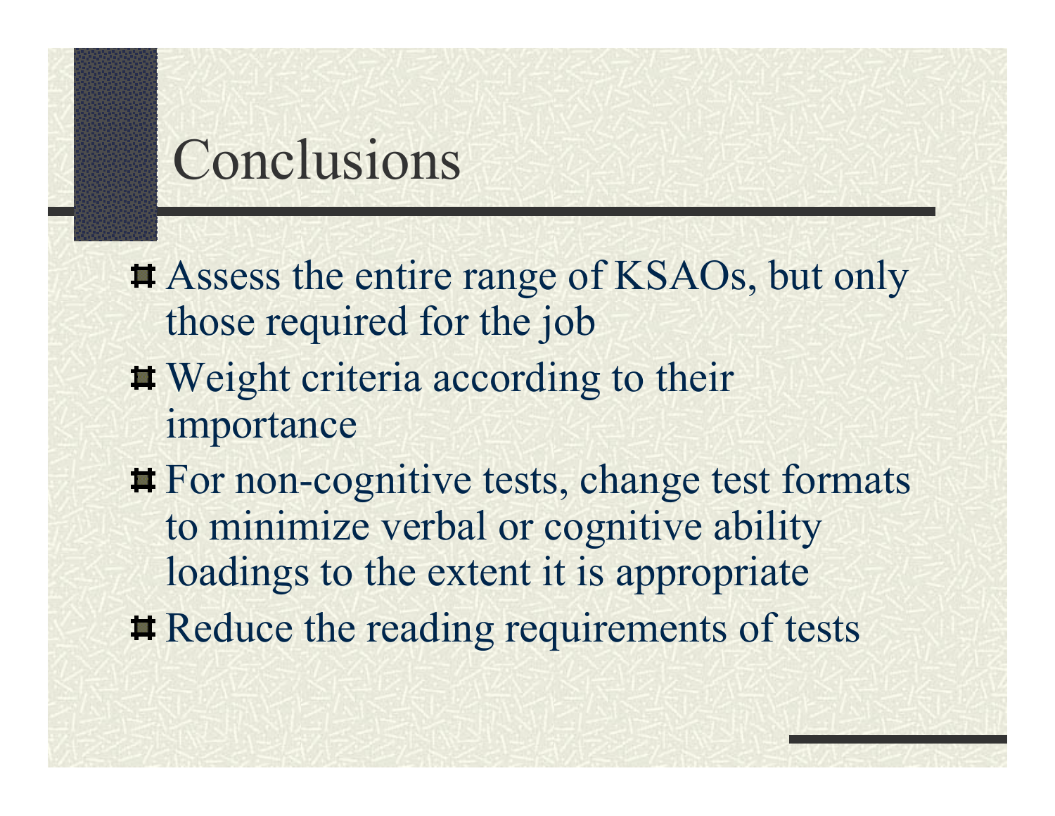# Conclusions

- Assess the entire range of KSAOs, but only those required for the job
- Weight criteria according to their importance
- For non-cognitive tests, change test formats to minimize verbal or cognitive ability loadings to the extent it is appropriate
- Reduce the reading requirements of tests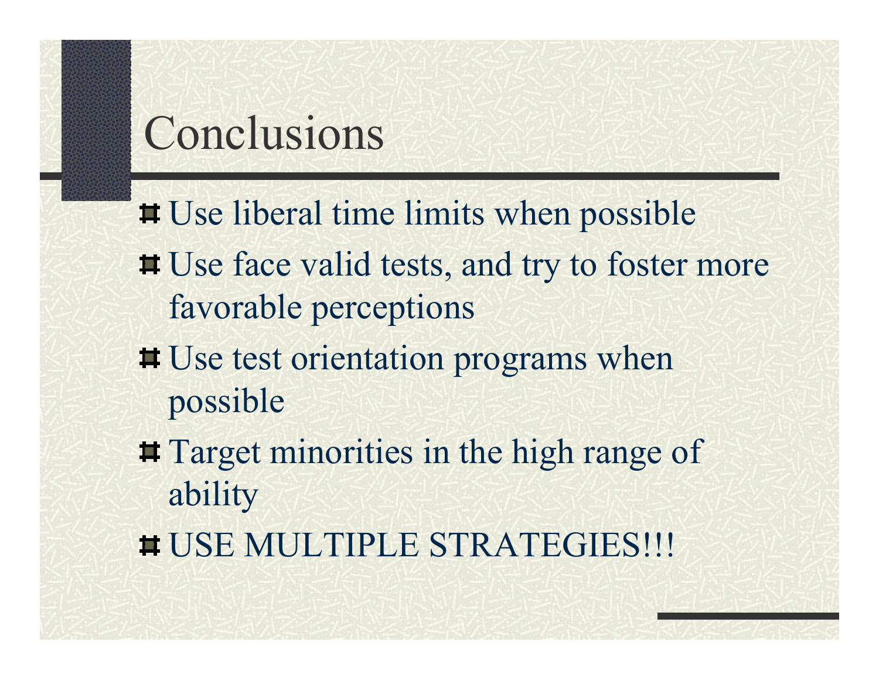# Conclusions

- Use liberal time limits when possible
- Use face valid tests, and try to foster more favorable perceptions
- Use test orientation programs when possible
- Target minorities in the high range of ability
- USE MULTIPLE STRATEGIES!!!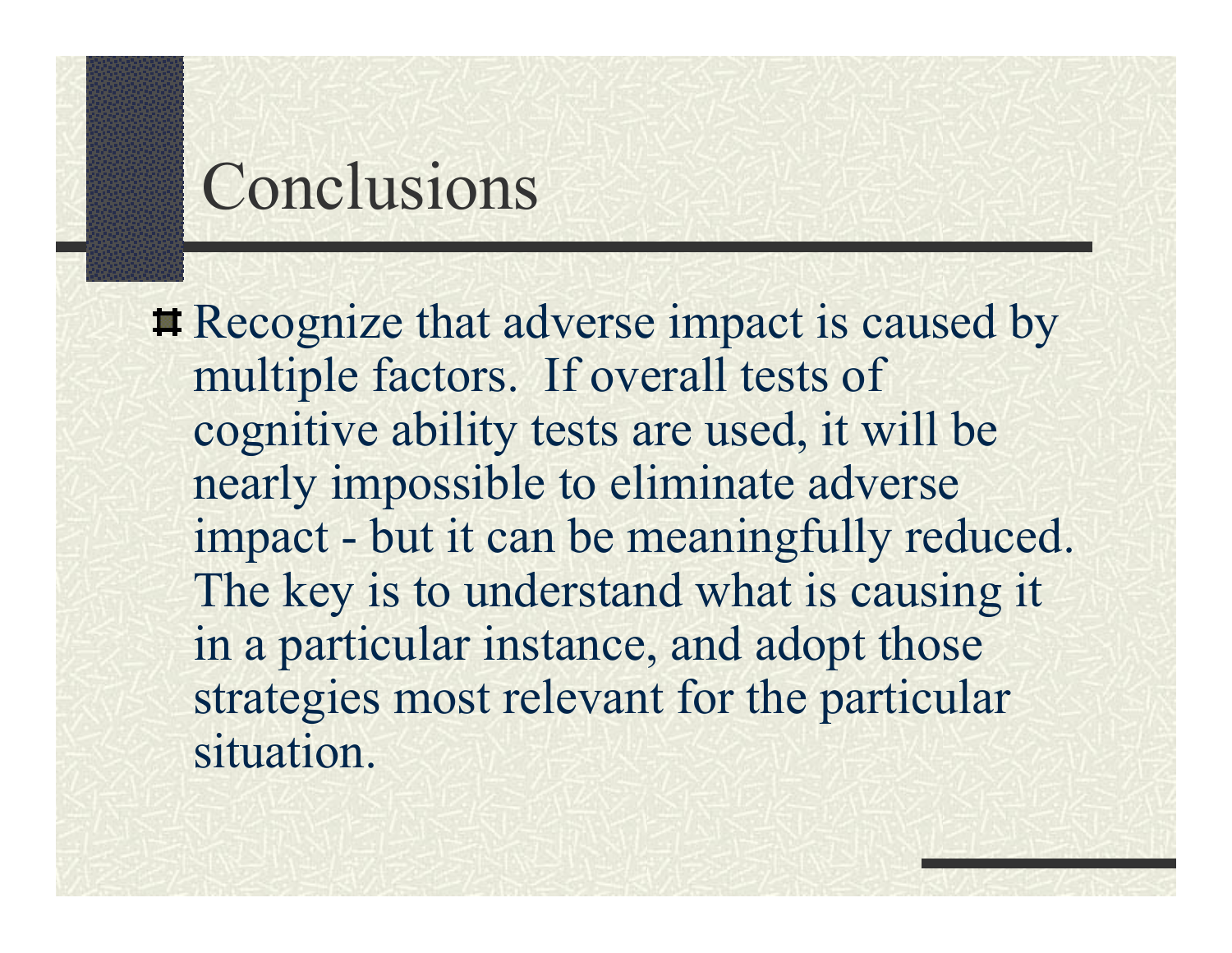# Conclusions

- Recognize that adverse impact is caused by multiple factors. If overall tests of cognitive ability tests are used, it will be nearly impossible to eliminate adverse impact - but it can be meaningfully reduced. The key is to understand what is causing it in a particular instance, and adopt those strategies most relevant for the particular situation.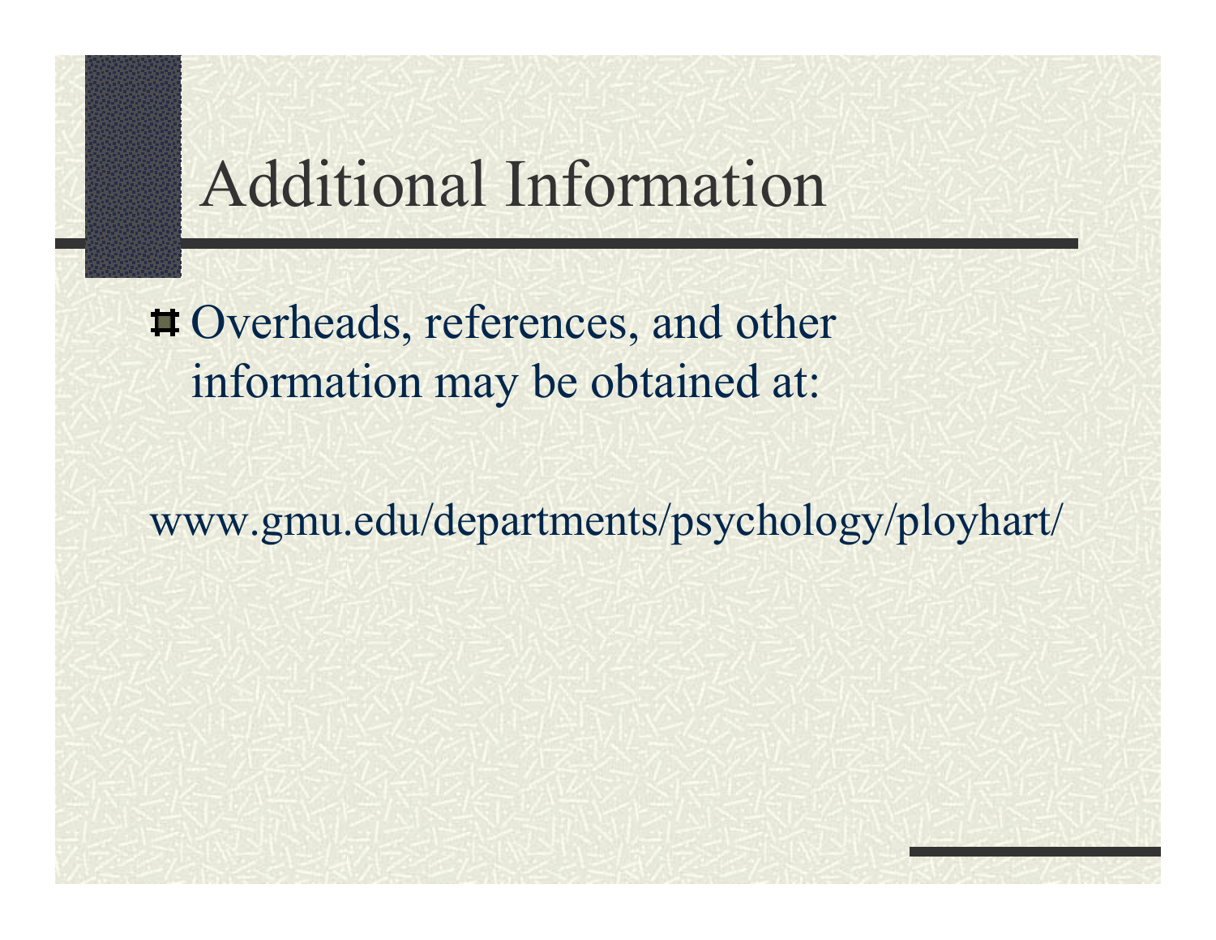# Additional Information

- Overheads, references, and other information may be obtained at:

www.gmu.edu/departments/psychology/ployhart/